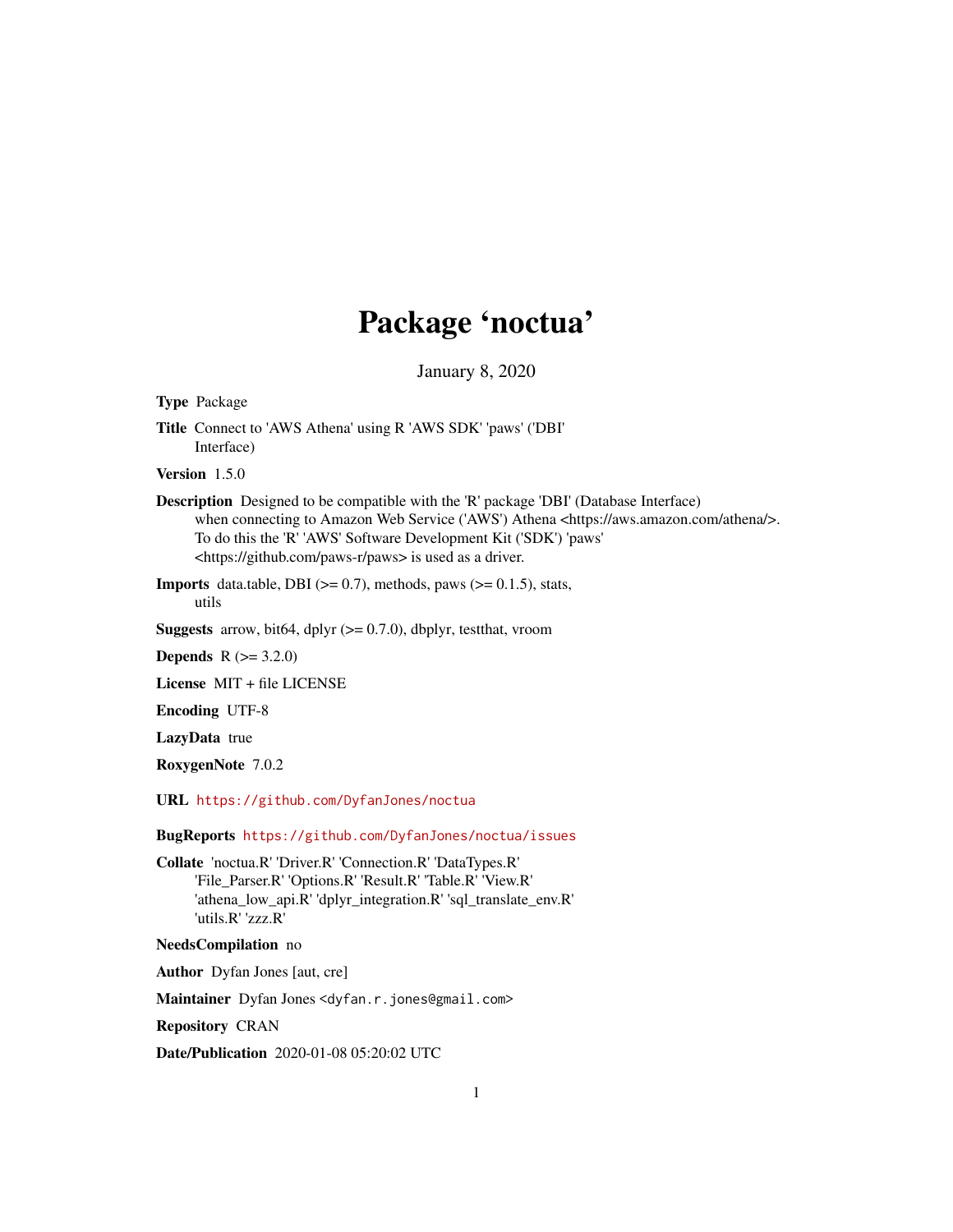# Package ‘noctua’

January 8, 2020

**Type** Package

**Title** Connect to 'AWS Athena' using R 'AWS SDK' 'paws' ('DBI' Interface)

**Version** 1.5.0

**Description** Designed to be compatible with the 'R' package 'DBI' (Database Interface) when connecting to Amazon Web Service ('AWS') Athena <https://aws.amazon.com/athena/>. To do this the 'R' 'AWS' Software Development Kit ('SDK') 'paws' <https://github.com/paws-r/paws> is used as a driver.

**Imports** data.table, DBI (>= 0.7), methods, paws (>= 0.1.5), stats, utils

**Suggests** arrow, bit64, dplyr (>= 0.7.0), dbplyr, testthat, vroom

**Depends** R (>= 3.2.0)

**License** MIT + file LICENSE

**Encoding** UTF-8

**LazyData** true

**RoxygenNote** 7.0.2

**URL** https://github.com/DyfanJones/noctua

**BugReports** https://github.com/DyfanJones/noctua/issues

**Collate** 'noctua.R' 'Driver.R' 'Connection.R' 'DataTypes.R' 'File_Parser.R' 'Options.R' 'Result.R' 'Table.R' 'View.R' 'athena_low_api.R' 'dplyr_integration.R' 'sql_translate_env.R' 'utils.R' 'zzz.R'

**NeedsCompilation** no

**Author** Dyfan Jones [aut, cre]

**Maintainer** Dyfan Jones <dyfan.r.jones@gmail.com>

**Repository** CRAN

**Date/Publication** 2020-01-08 05:20:02 UTC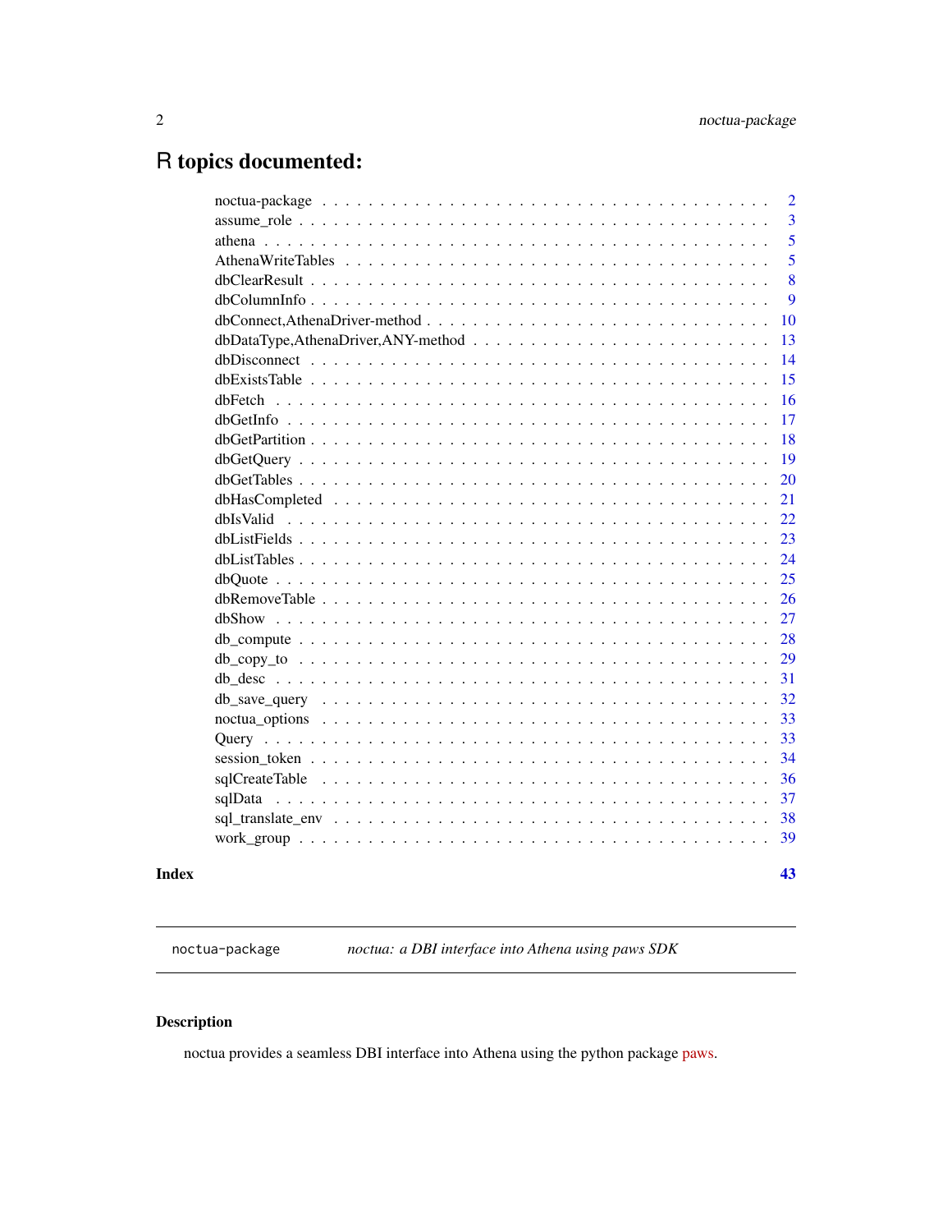# R topics documented:

| | |
|---|---|
| noctua-package | 2 |
| assume_role | 3 |
| athena | 5 |
| AthenaWriteTables | 5 |
| dbClearResult | 8 |
| dbColumnInfo | 9 |
| dbConnect,AthenaDriver-method | 10 |
| dbDataType,AthenaDriver,ANY-method | 13 |
| dbDisconnect | 14 |
| dbExistsTable | 15 |
| dbFetch | 16 |
| dbGetInfo | 17 |
| dbGetPartition | 18 |
| dbGetQuery | 19 |
| dbGetTables | 20 |
| dbHasCompleted | 21 |
| dbIsValid | 22 |
| dbListFields | 23 |
| dbListTables | 24 |
| dbQuote | 25 |
| dbRemoveTable | 26 |
| dbShow | 27 |
| db_compute | 28 |
| db_copy_to | 29 |
| db_desc | 31 |
| db_save_query | 32 |
| noctua_options | 33 |
| Query | 33 |
| session_token | 34 |
| sqlCreateTable | 36 |
| sqlData | 37 |
| sql_translate_env | 38 |
| work_group | 39 |

**Index** **43**

---

`noctua-package` *noctua: a DBI interface into Athena using paws SDK*

---

## Description

noctua provides a seamless DBI interface into Athena using the python package paws.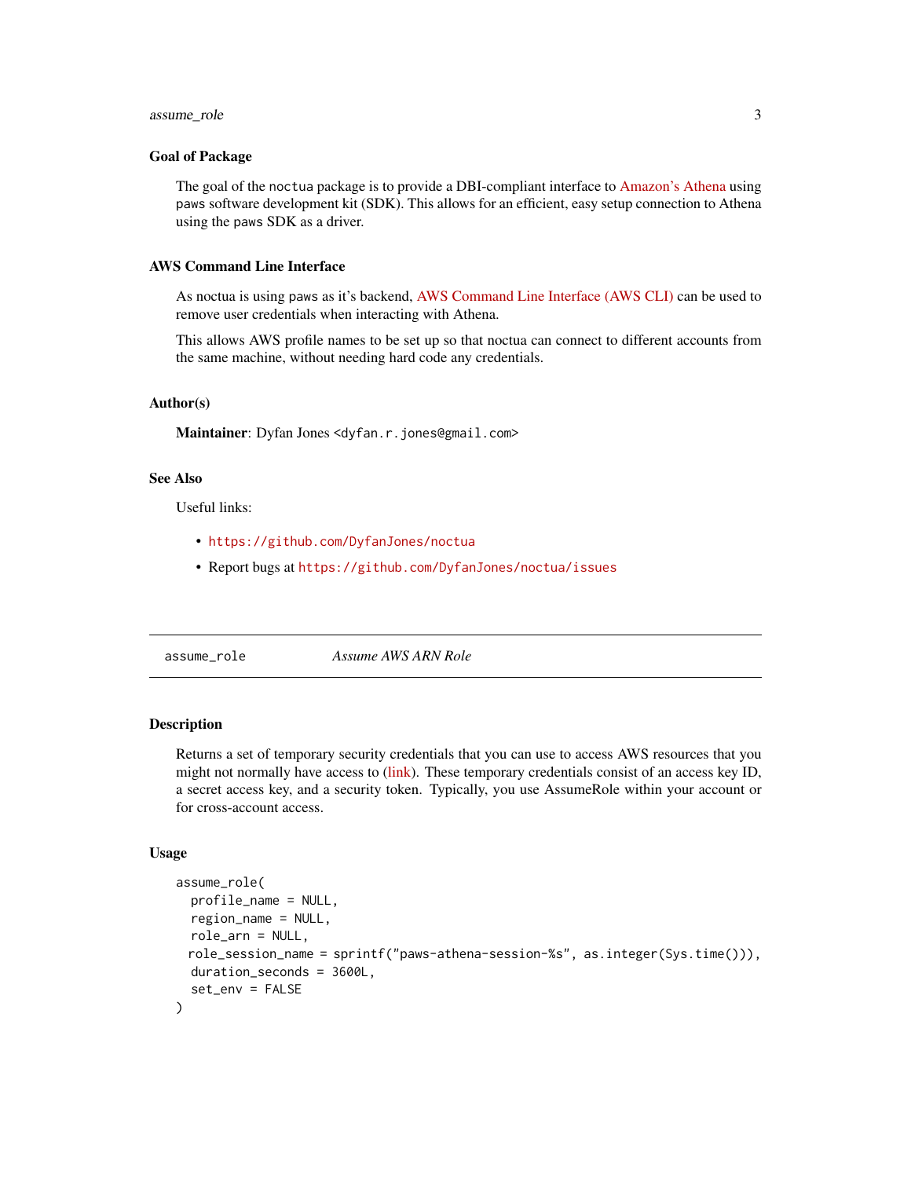### Goal of Package

The goal of the noctua package is to provide a DBI-compliant interface to Amazon's Athena using paws software development kit (SDK). This allows for an efficient, easy setup connection to Athena using the paws SDK as a driver.

### AWS Command Line Interface

As noctua is using paws as it's backend, AWS Command Line Interface (AWS CLI) can be used to remove user credentials when interacting with Athena.

This allows AWS profile names to be set up so that noctua can connect to different accounts from the same machine, without needing hard code any credentials.

### Author(s)

**Maintainer**: Dyfan Jones <dyfan.r.jones@gmail.com>

### See Also

Useful links:

- https://github.com/DyfanJones/noctua
- Report bugs at https://github.com/DyfanJones/noctua/issues

---

## assume_role — *Assume AWS ARN Role*

---

### Description

Returns a set of temporary security credentials that you can use to access AWS resources that you might not normally have access to (link). These temporary credentials consist of an access key ID, a secret access key, and a security token. Typically, you use AssumeRole within your account or for cross-account access.

### Usage

```
assume_role(
  profile_name = NULL,
  region_name = NULL,
  role_arn = NULL,
  role_session_name = sprintf("paws-athena-session-%s", as.integer(Sys.time())),
  duration_seconds = 3600L,
  set_env = FALSE
)
```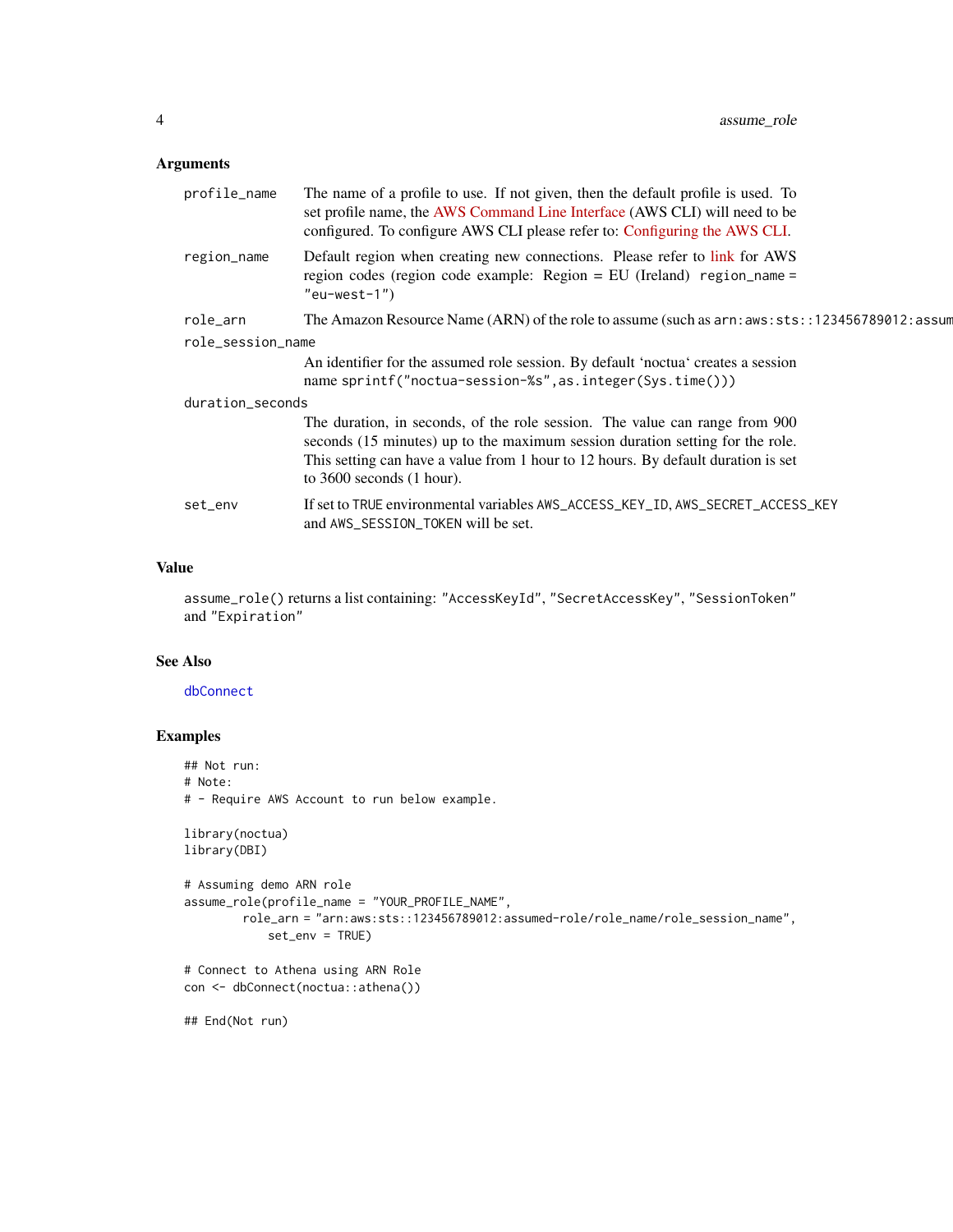## Arguments

| | |
|---|---|
| `profile_name` | The name of a profile to use. If not given, then the default profile is used. To set profile name, the AWS Command Line Interface (AWS CLI) will need to be configured. To configure AWS CLI please refer to: Configuring the AWS CLI. |
| `region_name` | Default region when creating new connections. Please refer to link for AWS region codes (region code example: Region = EU (Ireland) `region_name = "eu-west-1"`) |
| `role_arn` | The Amazon Resource Name (ARN) of the role to assume (such as `arn:aws:sts::123456789012:assum` |
| `role_session_name` | An identifier for the assumed role session. By default 'noctua' creates a session name `sprintf("noctua-session-%s",as.integer(Sys.time()))` |
| `duration_seconds` | The duration, in seconds, of the role session. The value can range from 900 seconds (15 minutes) up to the maximum session duration setting for the role. This setting can have a value from 1 hour to 12 hours. By default duration is set to 3600 seconds (1 hour). |
| `set_env` | If set to `TRUE` environmental variables `AWS_ACCESS_KEY_ID`, `AWS_SECRET_ACCESS_KEY` and `AWS_SESSION_TOKEN` will be set. |

## Value

`assume_role()` returns a list containing: `"AccessKeyId"`, `"SecretAccessKey"`, `"SessionToken"` and `"Expiration"`

## See Also

`dbConnect`

## Examples

```
## Not run:
# Note:
# - Require AWS Account to run below example.

library(noctua)
library(DBI)

# Assuming demo ARN role
assume_role(profile_name = "YOUR_PROFILE_NAME",
         role_arn = "arn:aws:sts::123456789012:assumed-role/role_name/role_session_name",
            set_env = TRUE)

# Connect to Athena using ARN Role
con <- dbConnect(noctua::athena())

## End(Not run)
```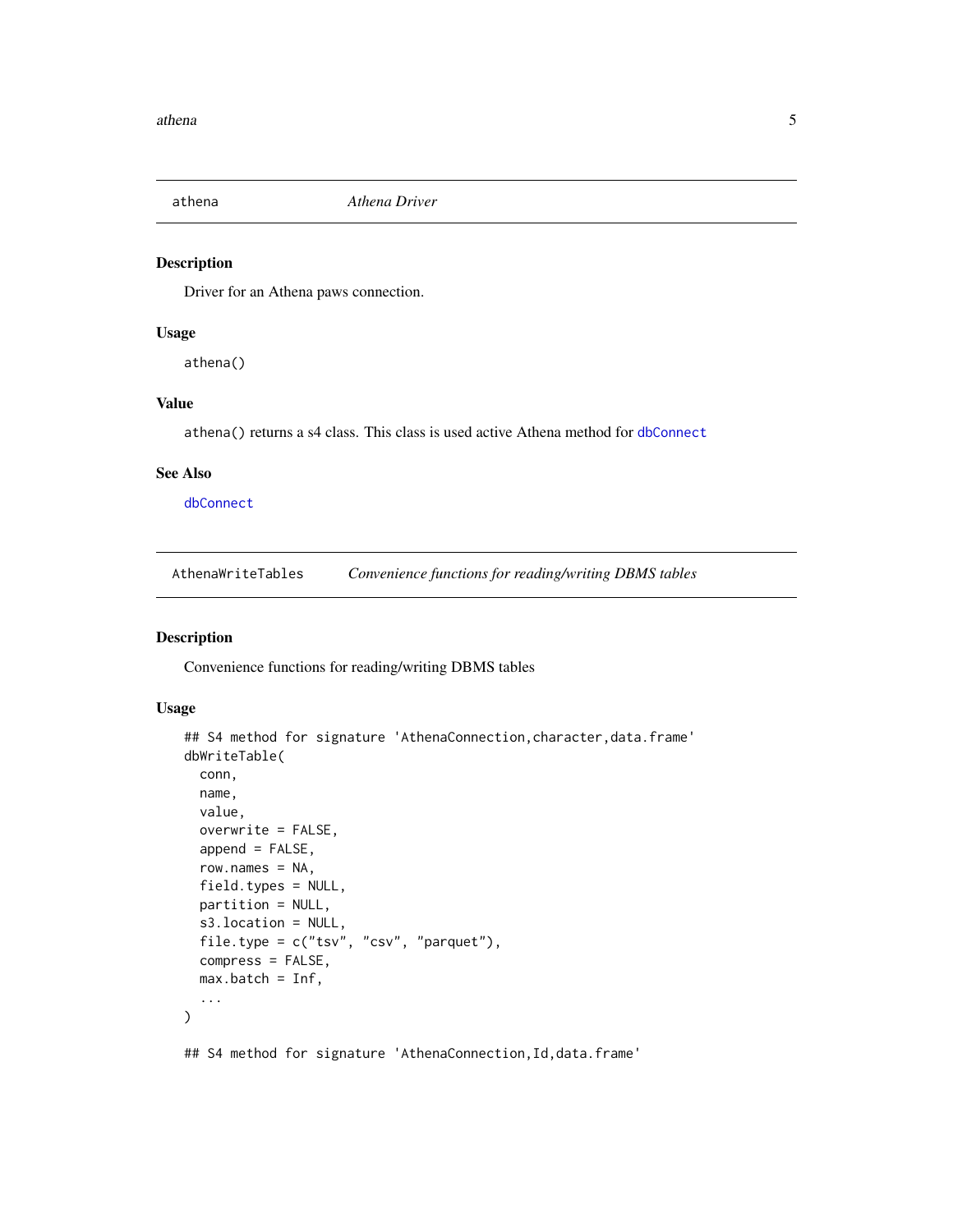## athena — *Athena Driver*

### Description

Driver for an Athena paws connection.

### Usage

```
athena()
```

### Value

athena() returns a s4 class. This class is used active Athena method for dbConnect

### See Also

dbConnect

## AthenaWriteTables — *Convenience functions for reading/writing DBMS tables*

### Description

Convenience functions for reading/writing DBMS tables

### Usage

```
## S4 method for signature 'AthenaConnection,character,data.frame'
dbWriteTable(
  conn,
  name,
  value,
  overwrite = FALSE,
  append = FALSE,
  row.names = NA,
  field.types = NULL,
  partition = NULL,
  s3.location = NULL,
  file.type = c("tsv", "csv", "parquet"),
  compress = FALSE,
  max.batch = Inf,
  ...
)

## S4 method for signature 'AthenaConnection,Id,data.frame'
```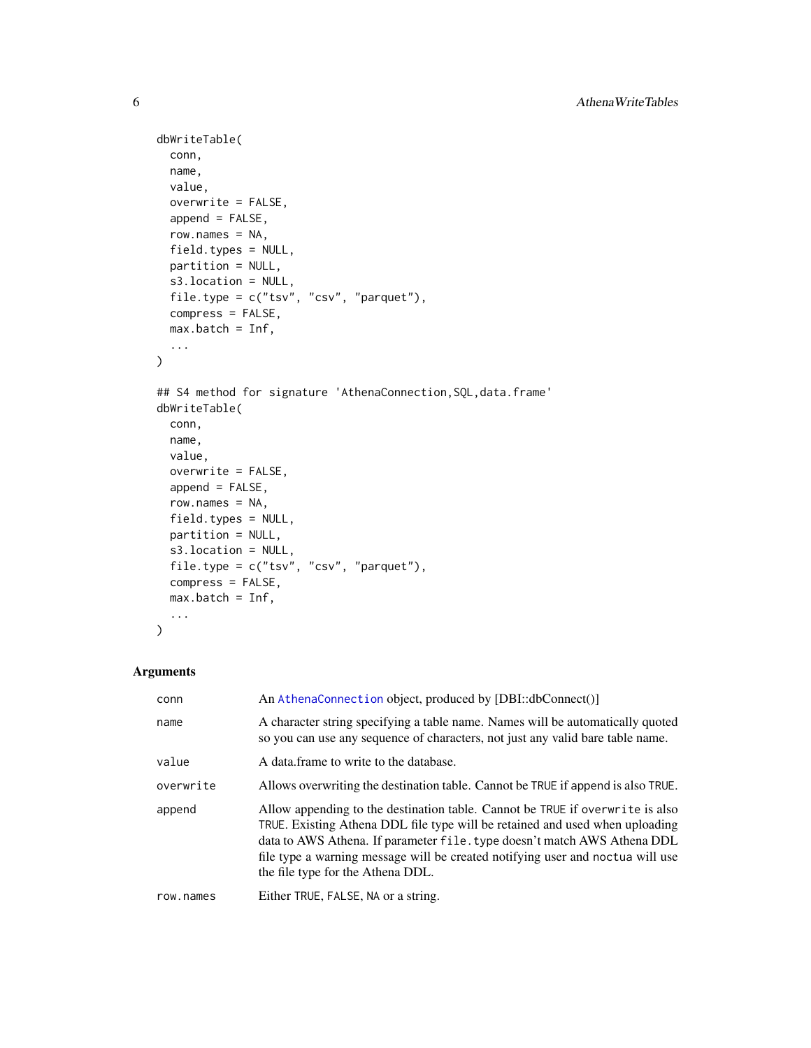```
dbWriteTable(
  conn,
  name,
  value,
  overwrite = FALSE,
  append = FALSE,
  row.names = NA,
  field.types = NULL,
  partition = NULL,
  s3.location = NULL,
  file.type = c("tsv", "csv", "parquet"),
  compress = FALSE,
  max.batch = Inf,
  ...
)

## S4 method for signature 'AthenaConnection,SQL,data.frame'
dbWriteTable(
  conn,
  name,
  value,
  overwrite = FALSE,
  append = FALSE,
  row.names = NA,
  field.types = NULL,
  partition = NULL,
  s3.location = NULL,
  file.type = c("tsv", "csv", "parquet"),
  compress = FALSE,
  max.batch = Inf,
  ...
)
```

### Arguments

| | |
|---|---|
| `conn` | An `AthenaConnection` object, produced by [DBI::dbConnect()] |
| `name` | A character string specifying a table name. Names will be automatically quoted so you can use any sequence of characters, not just any valid bare table name. |
| `value` | A data.frame to write to the database. |
| `overwrite` | Allows overwriting the destination table. Cannot be `TRUE` if append is also `TRUE`. |
| `append` | Allow appending to the destination table. Cannot be `TRUE` if `overwrite` is also `TRUE`. Existing Athena DDL file type will be retained and used when uploading data to AWS Athena. If parameter `file.type` doesn't match AWS Athena DDL file type a warning message will be created notifying user and `noctua` will use the file type for the Athena DDL. |
| `row.names` | Either `TRUE`, `FALSE`, `NA` or a string. |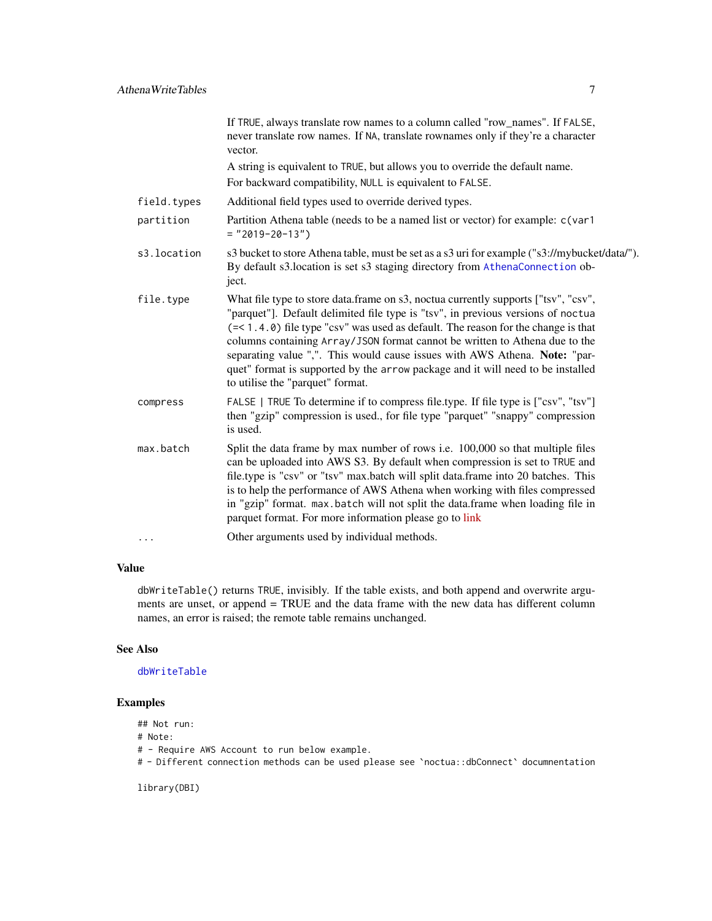If TRUE, always translate row names to a column called "row_names". If FALSE, never translate row names. If NA, translate rownames only if they're a character vector.

A string is equivalent to TRUE, but allows you to override the default name.

For backward compatibility, NULL is equivalent to FALSE.

| | |
|---|---|
| field.types | Additional field types used to override derived types. |
| partition | Partition Athena table (needs to be a named list or vector) for example: c(var1 = "2019-20-13") |
| s3.location | s3 bucket to store Athena table, must be set as a s3 uri for example ("s3://mybucket/data/"). By default s3.location is set s3 staging directory from AthenaConnection object. |
| file.type | What file type to store data.frame on s3, noctua currently supports ["tsv", "csv", "parquet"]. Default delimited file type is "tsv", in previous versions of noctua (=< 1.4.0) file type "csv" was used as default. The reason for the change is that columns containing Array/JSON format cannot be written to Athena due to the separating value ",". This would cause issues with AWS Athena. **Note:** "parquet" format is supported by the arrow package and it will need to be installed to utilise the "parquet" format. |
| compress | FALSE \| TRUE To determine if to compress file.type. If file type is ["csv", "tsv"] then "gzip" compression is used., for file type "parquet" "snappy" compression is used. |
| max.batch | Split the data frame by max number of rows i.e. 100,000 so that multiple files can be uploaded into AWS S3. By default when compression is set to TRUE and file.type is "csv" or "tsv" max.batch will split data.frame into 20 batches. This is to help the performance of AWS Athena when working with files compressed in "gzip" format. max.batch will not split the data.frame when loading file in parquet format. For more information please go to link |
| ... | Other arguments used by individual methods. |

## Value

dbWriteTable() returns TRUE, invisibly. If the table exists, and both append and overwrite arguments are unset, or append = TRUE and the data frame with the new data has different column names, an error is raised; the remote table remains unchanged.

## See Also

dbWriteTable

## Examples

```
## Not run:
# Note:
# - Require AWS Account to run below example.
# - Different connection methods can be used please see `noctua::dbConnect` documnentation

library(DBI)
```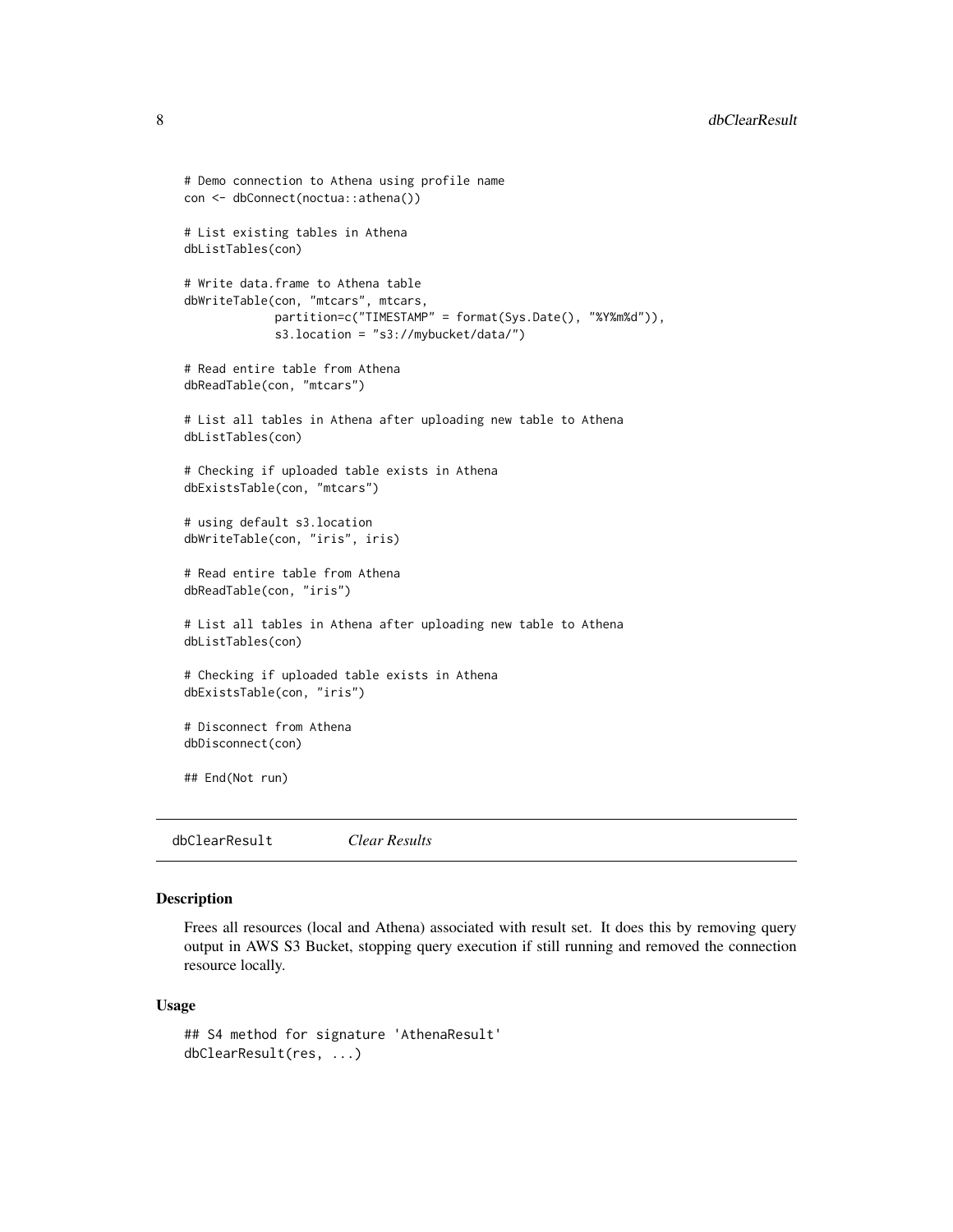```
# Demo connection to Athena using profile name
con <- dbConnect(noctua::athena())

# List existing tables in Athena
dbListTables(con)

# Write data.frame to Athena table
dbWriteTable(con, "mtcars", mtcars,
             partition=c("TIMESTAMP" = format(Sys.Date(), "%Y%m%d")),
             s3.location = "s3://mybucket/data/")

# Read entire table from Athena
dbReadTable(con, "mtcars")

# List all tables in Athena after uploading new table to Athena
dbListTables(con)

# Checking if uploaded table exists in Athena
dbExistsTable(con, "mtcars")

# using default s3.location
dbWriteTable(con, "iris", iris)

# Read entire table from Athena
dbReadTable(con, "iris")

# List all tables in Athena after uploading new table to Athena
dbListTables(con)

# Checking if uploaded table exists in Athena
dbExistsTable(con, "iris")

# Disconnect from Athena
dbDisconnect(con)

## End(Not run)
```

## dbClearResult    *Clear Results*

### Description

Frees all resources (local and Athena) associated with result set. It does this by removing query output in AWS S3 Bucket, stopping query execution if still running and removed the connection resource locally.

### Usage

```
## S4 method for signature 'AthenaResult'
dbClearResult(res, ...)
```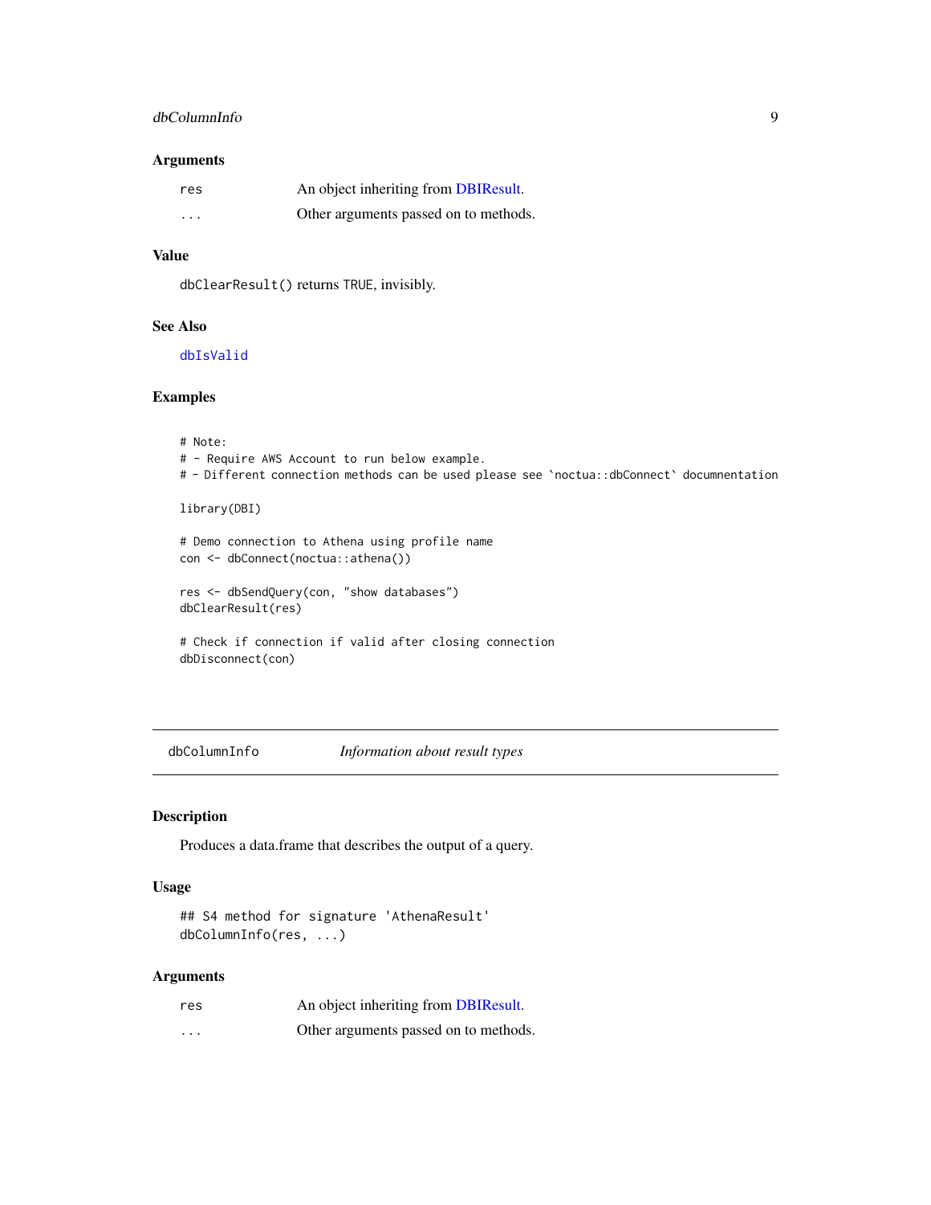### Arguments

| | |
|---|---|
| res | An object inheriting from DBIResult. |
| ... | Other arguments passed on to methods. |

### Value

dbClearResult() returns TRUE, invisibly.

### See Also

dbIsValid

### Examples

```
# Note:
# - Require AWS Account to run below example.
# - Different connection methods can be used please see `noctua::dbConnect` documnentation

library(DBI)

# Demo connection to Athena using profile name
con <- dbConnect(noctua::athena())

res <- dbSendQuery(con, "show databases")
dbClearResult(res)

# Check if connection if valid after closing connection
dbDisconnect(con)
```

---

## dbColumnInfo *Information about result types*

### Description

Produces a data.frame that describes the output of a query.

### Usage

```
## S4 method for signature 'AthenaResult'
dbColumnInfo(res, ...)
```

### Arguments

| | |
|---|---|
| res | An object inheriting from DBIResult. |
| ... | Other arguments passed on to methods. |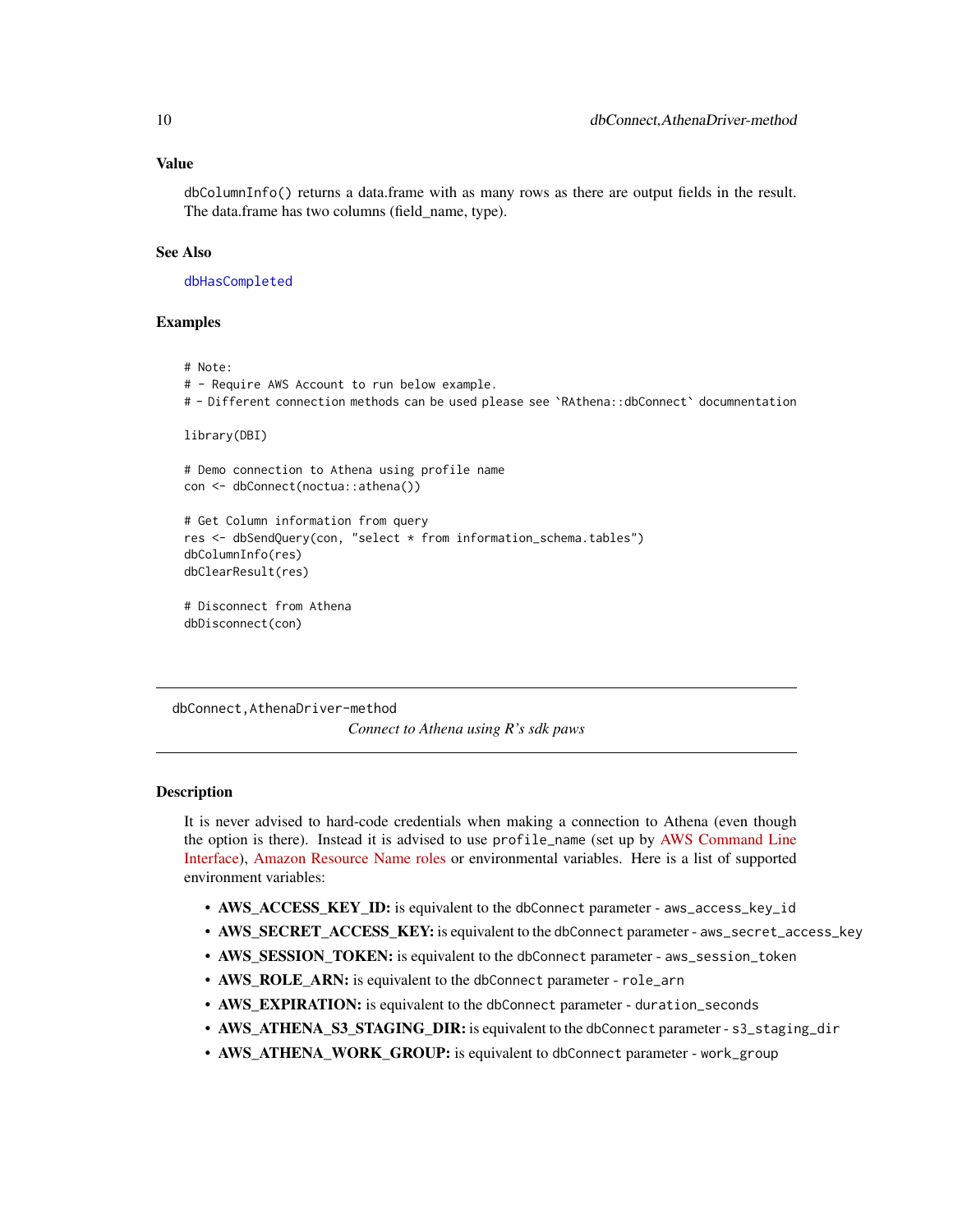### Value

dbColumnInfo() returns a data.frame with as many rows as there are output fields in the result. The data.frame has two columns (field_name, type).

### See Also

dbHasCompleted

### Examples

```
# Note:
# - Require AWS Account to run below example.
# - Different connection methods can be used please see `RAthena::dbConnect` documnentation

library(DBI)

# Demo connection to Athena using profile name
con <- dbConnect(noctua::athena())

# Get Column information from query
res <- dbSendQuery(con, "select * from information_schema.tables")
dbColumnInfo(res)
dbClearResult(res)

# Disconnect from Athena
dbDisconnect(con)
```

---

## dbConnect,AthenaDriver-method

*Connect to Athena using R's sdk paws*

---

### Description

It is never advised to hard-code credentials when making a connection to Athena (even though the option is there). Instead it is advised to use profile_name (set up by AWS Command Line Interface), Amazon Resource Name roles or environmental variables. Here is a list of supported environment variables:

- **AWS_ACCESS_KEY_ID:** is equivalent to the dbConnect parameter - aws_access_key_id
- **AWS_SECRET_ACCESS_KEY:** is equivalent to the dbConnect parameter - aws_secret_access_key
- **AWS_SESSION_TOKEN:** is equivalent to the dbConnect parameter - aws_session_token
- **AWS_ROLE_ARN:** is equivalent to the dbConnect parameter - role_arn
- **AWS_EXPIRATION:** is equivalent to the dbConnect parameter - duration_seconds
- **AWS_ATHENA_S3_STAGING_DIR:** is equivalent to the dbConnect parameter - s3_staging_dir
- **AWS_ATHENA_WORK_GROUP:** is equivalent to dbConnect parameter - work_group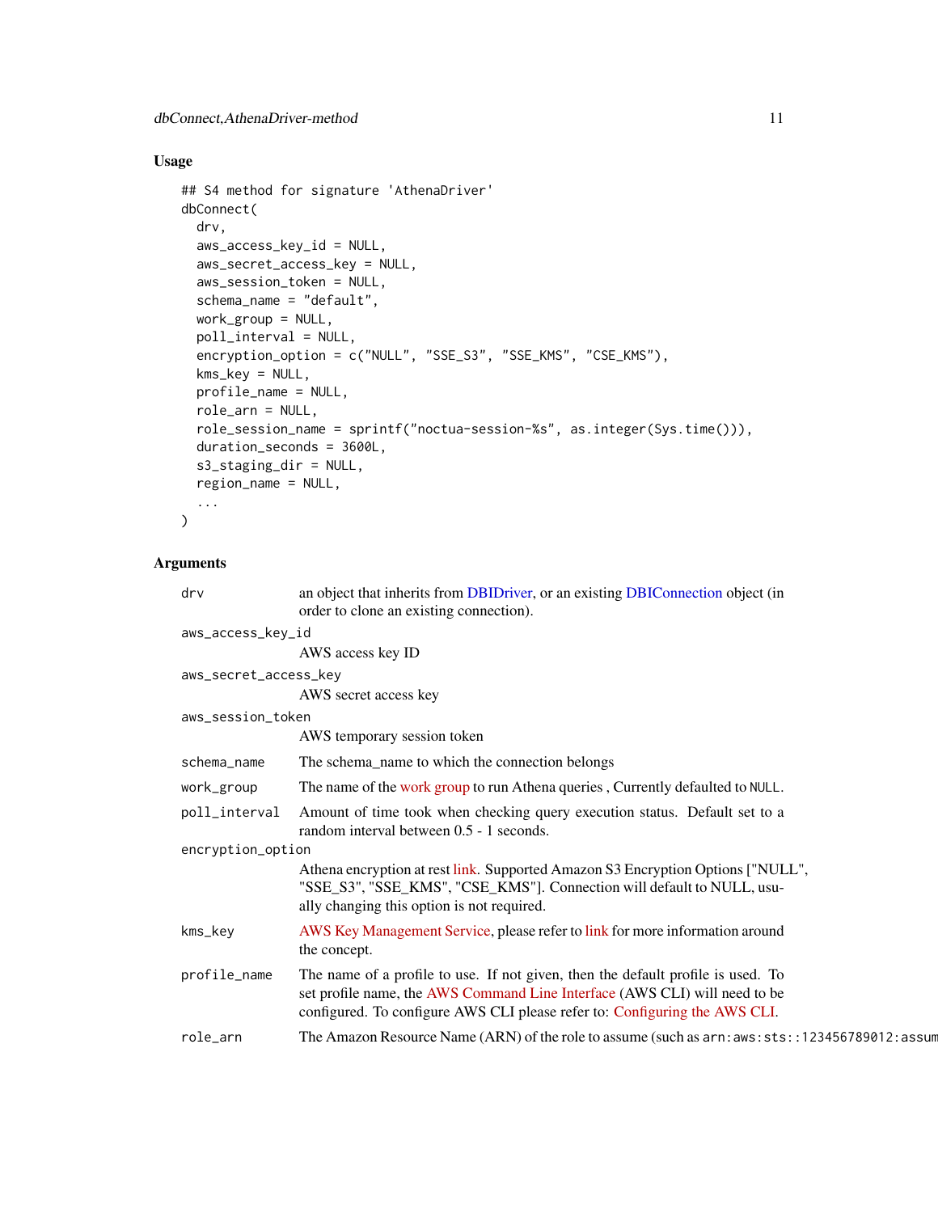## Usage

```
## S4 method for signature 'AthenaDriver'
dbConnect(
  drv,
  aws_access_key_id = NULL,
  aws_secret_access_key = NULL,
  aws_session_token = NULL,
  schema_name = "default",
  work_group = NULL,
  poll_interval = NULL,
  encryption_option = c("NULL", "SSE_S3", "SSE_KMS", "CSE_KMS"),
  kms_key = NULL,
  profile_name = NULL,
  role_arn = NULL,
  role_session_name = sprintf("noctua-session-%s", as.integer(Sys.time())),
  duration_seconds = 3600L,
  s3_staging_dir = NULL,
  region_name = NULL,
  ...
)
```

## Arguments

| | |
|---|---|
| `drv` | an object that inherits from DBIDriver, or an existing DBIConnection object (in order to clone an existing connection). |
| `aws_access_key_id` | AWS access key ID |
| `aws_secret_access_key` | AWS secret access key |
| `aws_session_token` | AWS temporary session token |
| `schema_name` | The schema_name to which the connection belongs |
| `work_group` | The name of the work group to run Athena queries , Currently defaulted to `NULL`. |
| `poll_interval` | Amount of time took when checking query execution status. Default set to a random interval between 0.5 - 1 seconds. |
| `encryption_option` | Athena encryption at rest link. Supported Amazon S3 Encryption Options ["NULL", "SSE_S3", "SSE_KMS", "CSE_KMS"]. Connection will default to NULL, usually changing this option is not required. |
| `kms_key` | AWS Key Management Service, please refer to link for more information around the concept. |
| `profile_name` | The name of a profile to use. If not given, then the default profile is used. To set profile name, the AWS Command Line Interface (AWS CLI) will need to be configured. To configure AWS CLI please refer to: Configuring the AWS CLI. |
| `role_arn` | The Amazon Resource Name (ARN) of the role to assume (such as `arn:aws:sts::123456789012:assum` |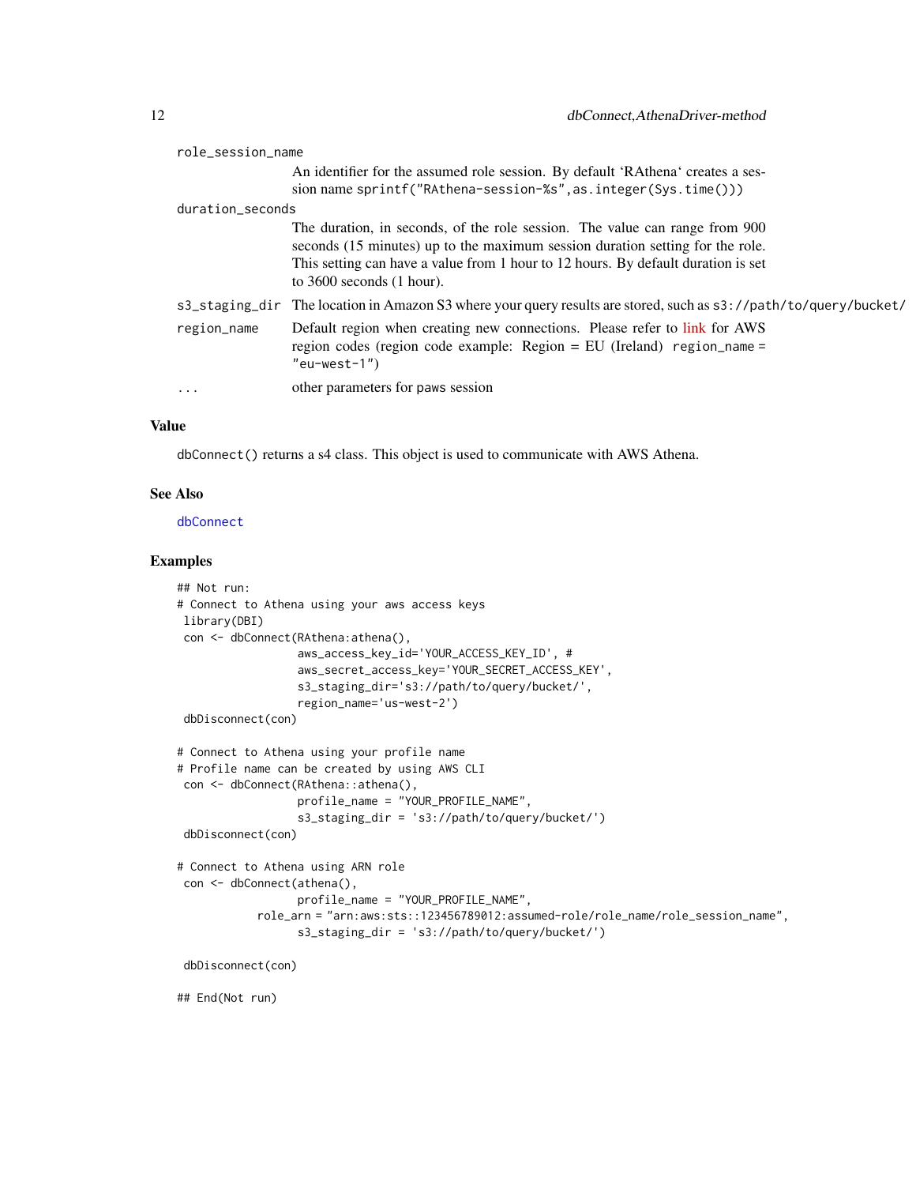role_session_name
: An identifier for the assumed role session. By default 'RAthena' creates a session name `sprintf("RAthena-session-%s",as.integer(Sys.time()))`

duration_seconds
: The duration, in seconds, of the role session. The value can range from 900 seconds (15 minutes) up to the maximum session duration setting for the role. This setting can have a value from 1 hour to 12 hours. By default duration is set to 3600 seconds (1 hour).

s3_staging_dir
: The location in Amazon S3 where your query results are stored, such as `s3://path/to/query/bucket/`

region_name
: Default region when creating new connections. Please refer to link for AWS region codes (region code example: Region = EU (Ireland) `region_name = "eu-west-1"`)

...
: other parameters for paws session

### Value

`dbConnect()` returns a s4 class. This object is used to communicate with AWS Athena.

### See Also

dbConnect

### Examples

```
## Not run:
# Connect to Athena using your aws access keys
 library(DBI)
 con <- dbConnect(RAthena:athena(),
                  aws_access_key_id='YOUR_ACCESS_KEY_ID', #
                  aws_secret_access_key='YOUR_SECRET_ACCESS_KEY',
                  s3_staging_dir='s3://path/to/query/bucket/',
                  region_name='us-west-2')
 dbDisconnect(con)

# Connect to Athena using your profile name
# Profile name can be created by using AWS CLI
 con <- dbConnect(RAthena::athena(),
                  profile_name = "YOUR_PROFILE_NAME",
                  s3_staging_dir = 's3://path/to/query/bucket/')
 dbDisconnect(con)

# Connect to Athena using ARN role
 con <- dbConnect(athena(),
                  profile_name = "YOUR_PROFILE_NAME",
            role_arn = "arn:aws:sts::123456789012:assumed-role/role_name/role_session_name",
                  s3_staging_dir = 's3://path/to/query/bucket/')

 dbDisconnect(con)

## End(Not run)
```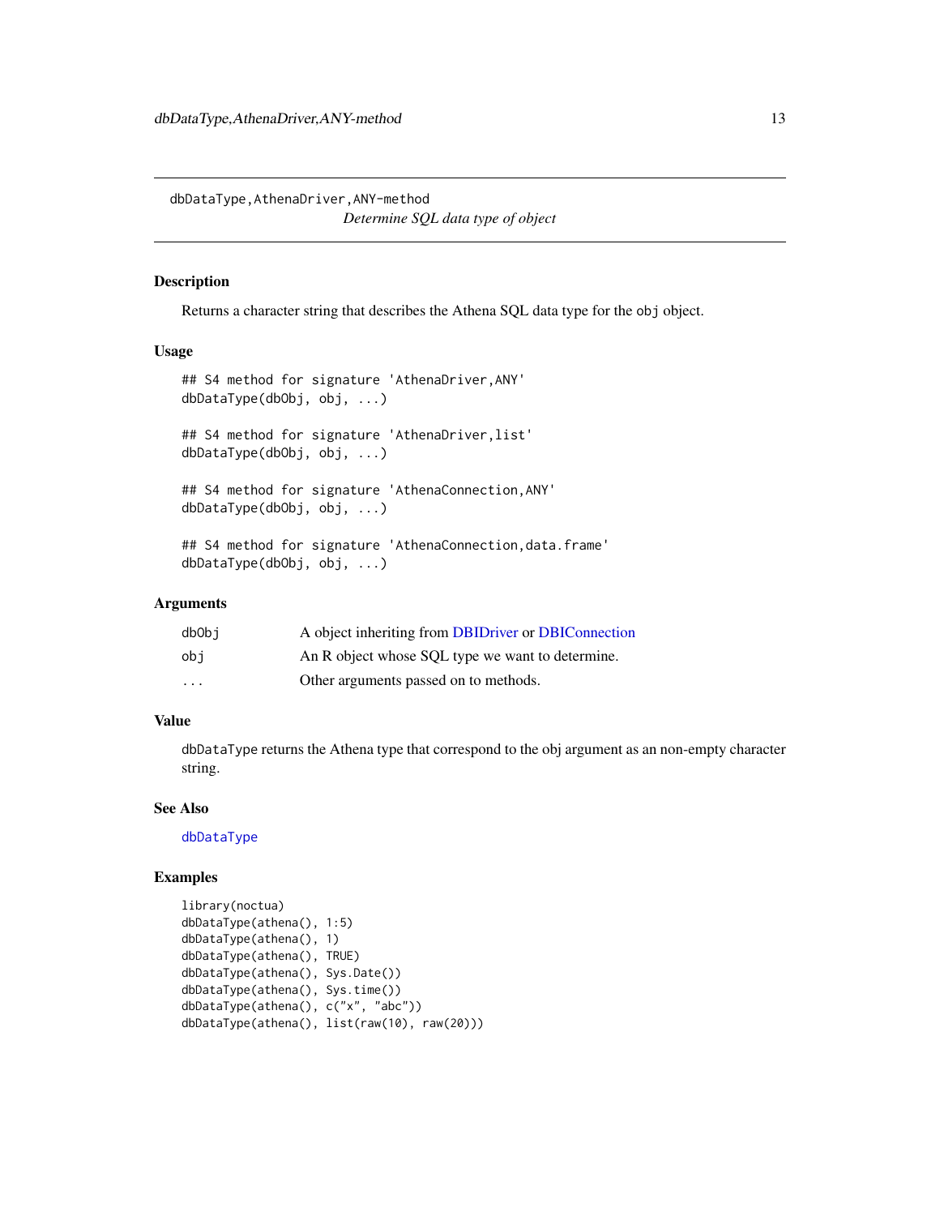# dbDataType,AthenaDriver,ANY-method

*Determine SQL data type of object*

## Description

Returns a character string that describes the Athena SQL data type for the `obj` object.

## Usage

```
## S4 method for signature 'AthenaDriver,ANY'
dbDataType(dbObj, obj, ...)

## S4 method for signature 'AthenaDriver,list'
dbDataType(dbObj, obj, ...)

## S4 method for signature 'AthenaConnection,ANY'
dbDataType(dbObj, obj, ...)

## S4 method for signature 'AthenaConnection,data.frame'
dbDataType(dbObj, obj, ...)
```

## Arguments

| | |
|---|---|
| dbObj | A object inheriting from DBIDriver or DBIConnection |
| obj | An R object whose SQL type we want to determine. |
| ... | Other arguments passed on to methods. |

## Value

`dbDataType` returns the Athena type that correspond to the obj argument as an non-empty character string.

## See Also

`dbDataType`

## Examples

```
library(noctua)
dbDataType(athena(), 1:5)
dbDataType(athena(), 1)
dbDataType(athena(), TRUE)
dbDataType(athena(), Sys.Date())
dbDataType(athena(), Sys.time())
dbDataType(athena(), c("x", "abc"))
dbDataType(athena(), list(raw(10), raw(20)))
```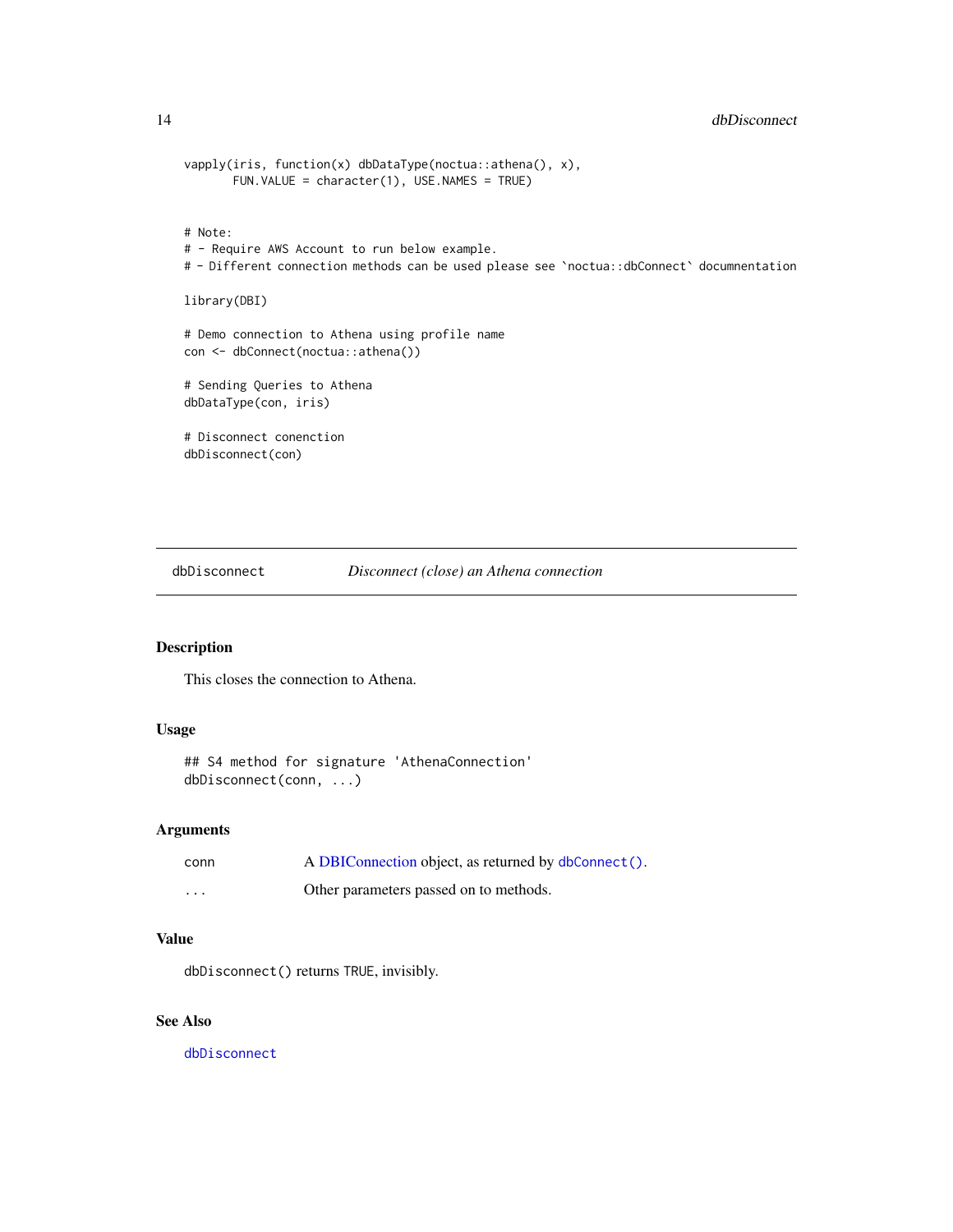```
vapply(iris, function(x) dbDataType(noctua::athena(), x),
       FUN.VALUE = character(1), USE.NAMES = TRUE)


# Note:
# - Require AWS Account to run below example.
# - Different connection methods can be used please see `noctua::dbConnect` documnentation

library(DBI)

# Demo connection to Athena using profile name
con <- dbConnect(noctua::athena())

# Sending Queries to Athena
dbDataType(con, iris)

# Disconnect conenction
dbDisconnect(con)
```

## dbDisconnect *Disconnect (close) an Athena connection*

### Description

This closes the connection to Athena.

### Usage

```
## S4 method for signature 'AthenaConnection'
dbDisconnect(conn, ...)
```

### Arguments

| | |
|---|---|
| conn | A DBIConnection object, as returned by `dbConnect()`. |
| ... | Other parameters passed on to methods. |

### Value

`dbDisconnect()` returns `TRUE`, invisibly.

### See Also

`dbDisconnect`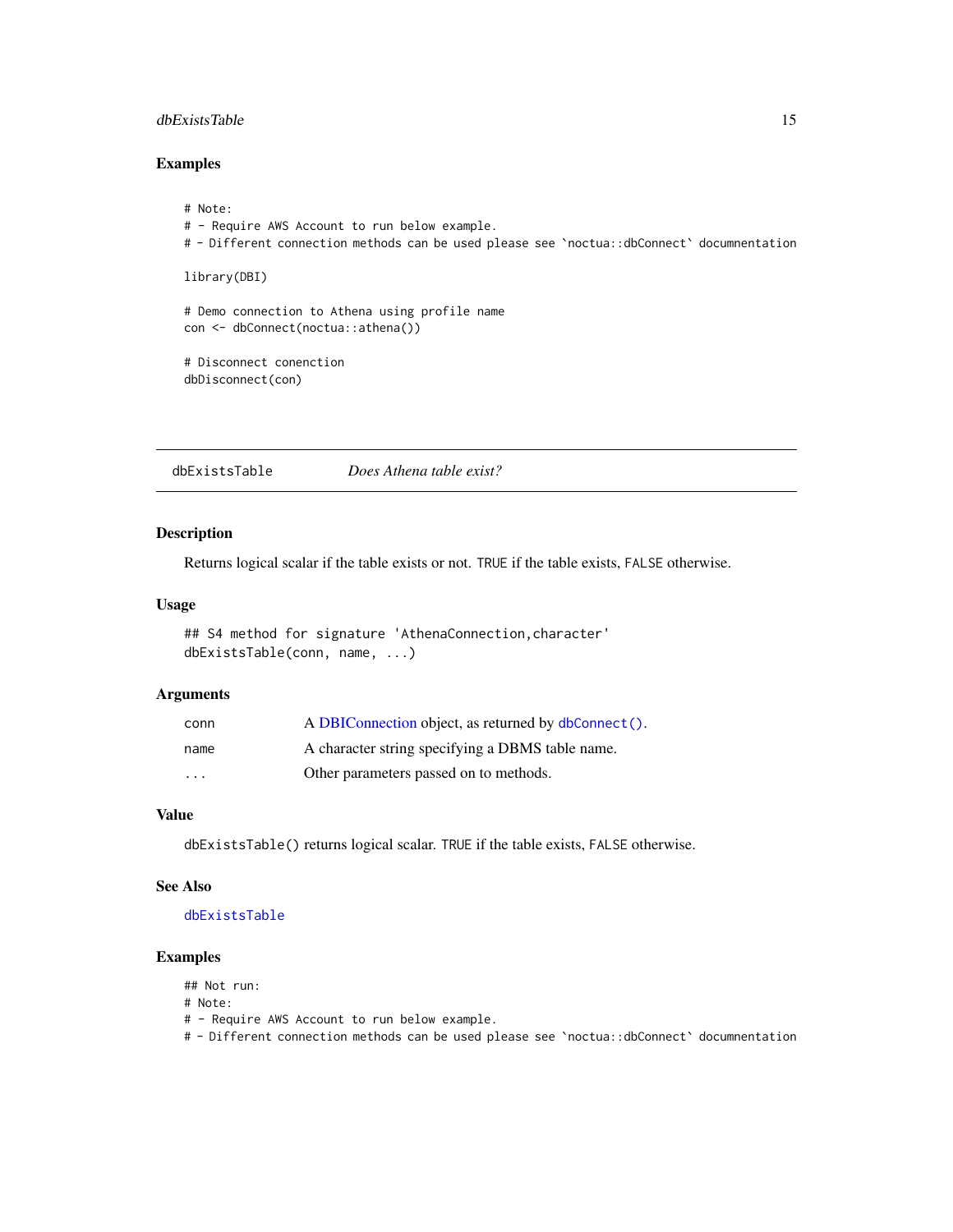## Examples

```
# Note:
# - Require AWS Account to run below example.
# - Different connection methods can be used please see `noctua::dbConnect` documnentation

library(DBI)

# Demo connection to Athena using profile name
con <- dbConnect(noctua::athena())

# Disconnect conenction
dbDisconnect(con)
```

---

# dbExistsTable *Does Athena table exist?*

---

## Description

Returns logical scalar if the table exists or not. TRUE if the table exists, FALSE otherwise.

## Usage

```
## S4 method for signature 'AthenaConnection,character'
dbExistsTable(conn, name, ...)
```

## Arguments

| | |
|---|---|
| conn | A DBIConnection object, as returned by `dbConnect()`. |
| name | A character string specifying a DBMS table name. |
| ... | Other parameters passed on to methods. |

## Value

`dbExistsTable()` returns logical scalar. TRUE if the table exists, FALSE otherwise.

## See Also

`dbExistsTable`

## Examples

```
## Not run:
# Note:
# - Require AWS Account to run below example.
# - Different connection methods can be used please see `noctua::dbConnect` documnentation
```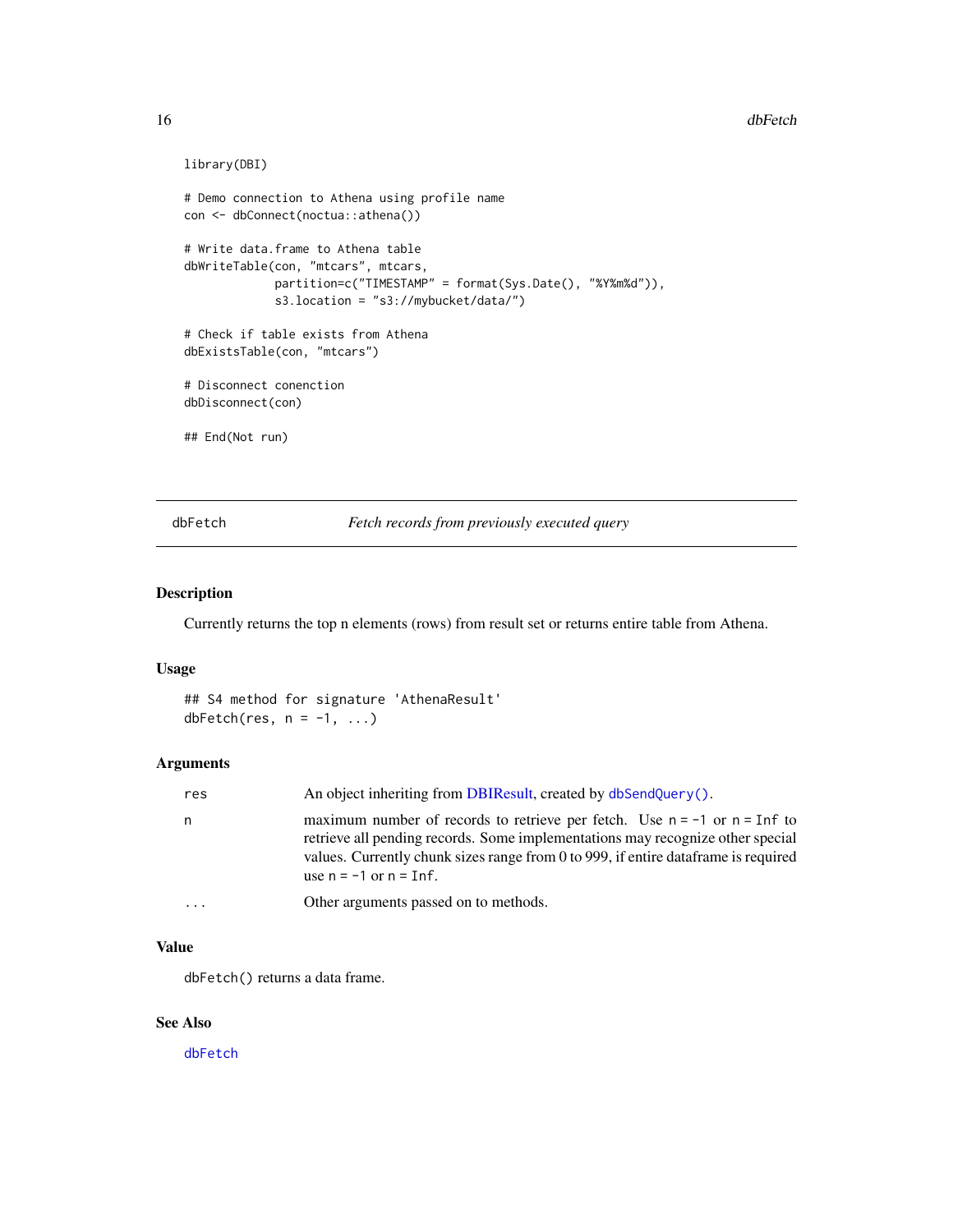```
library(DBI)

# Demo connection to Athena using profile name
con <- dbConnect(noctua::athena())

# Write data.frame to Athena table
dbWriteTable(con, "mtcars", mtcars,
             partition=c("TIMESTAMP" = format(Sys.Date(), "%Y%m%d")),
             s3.location = "s3://mybucket/data/")

# Check if table exists from Athena
dbExistsTable(con, "mtcars")

# Disconnect conenction
dbDisconnect(con)

## End(Not run)
```

---

## dbFetch — *Fetch records from previously executed query*

### Description

Currently returns the top n elements (rows) from result set or returns entire table from Athena.

### Usage

```
## S4 method for signature 'AthenaResult'
dbFetch(res, n = -1, ...)
```

### Arguments

| | |
|---|---|
| `res` | An object inheriting from DBIResult, created by `dbSendQuery()`. |
| `n` | maximum number of records to retrieve per fetch. Use `n = -1` or `n = Inf` to retrieve all pending records. Some implementations may recognize other special values. Currently chunk sizes range from 0 to 999, if entire dataframe is required use `n = -1` or `n = Inf`. |
| `...` | Other arguments passed on to methods. |

### Value

`dbFetch()` returns a data frame.

### See Also

`dbFetch`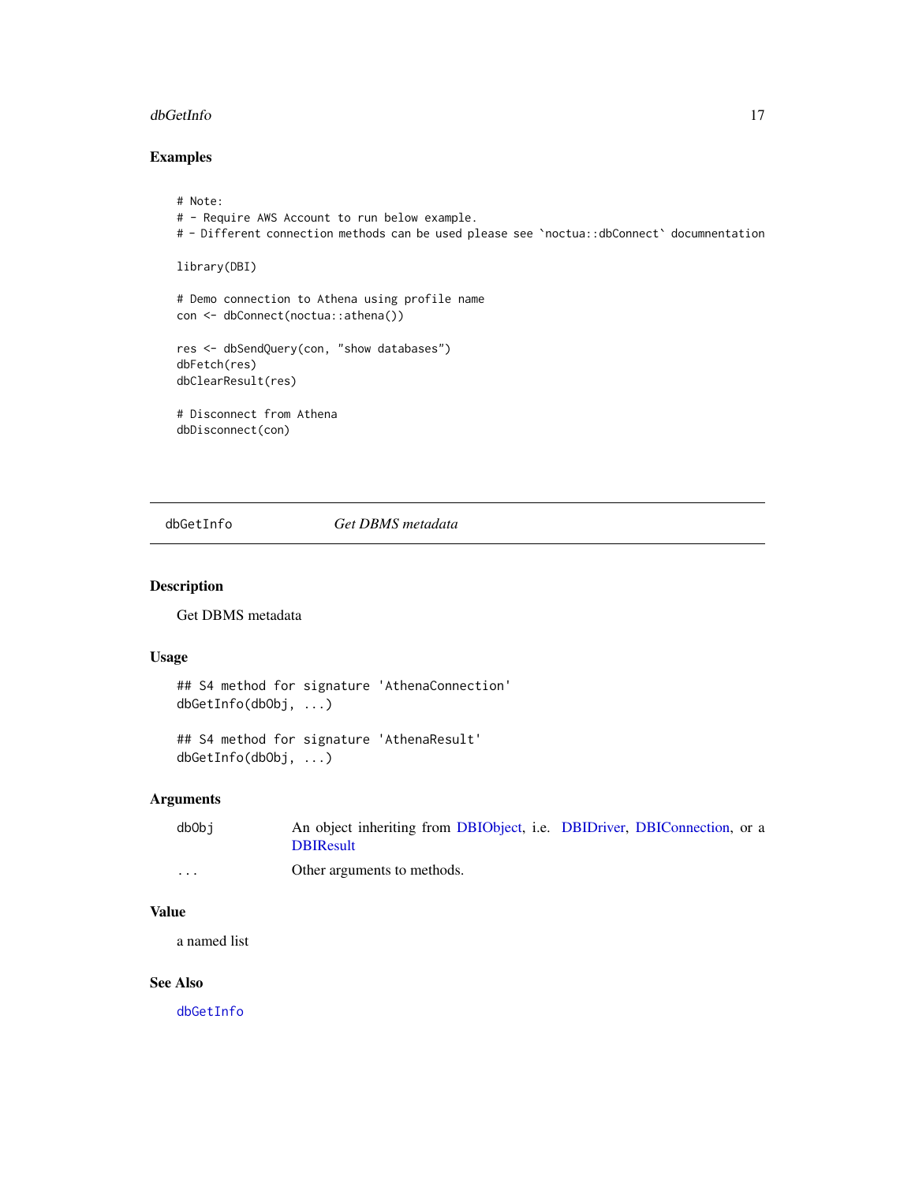## Examples

```
# Note:
# - Require AWS Account to run below example.
# - Different connection methods can be used please see `noctua::dbConnect` documnentation

library(DBI)

# Demo connection to Athena using profile name
con <- dbConnect(noctua::athena())

res <- dbSendQuery(con, "show databases")
dbFetch(res)
dbClearResult(res)

# Disconnect from Athena
dbDisconnect(con)
```

---

`dbGetInfo` *Get DBMS metadata*

---

## Description

Get DBMS metadata

## Usage

```
## S4 method for signature 'AthenaConnection'
dbGetInfo(dbObj, ...)

## S4 method for signature 'AthenaResult'
dbGetInfo(dbObj, ...)
```

## Arguments

| | |
|---|---|
| `dbObj` | An object inheriting from DBIObject, i.e. DBIDriver, DBIConnection, or a DBIResult |
| `...` | Other arguments to methods. |

## Value

a named list

## See Also

`dbGetInfo`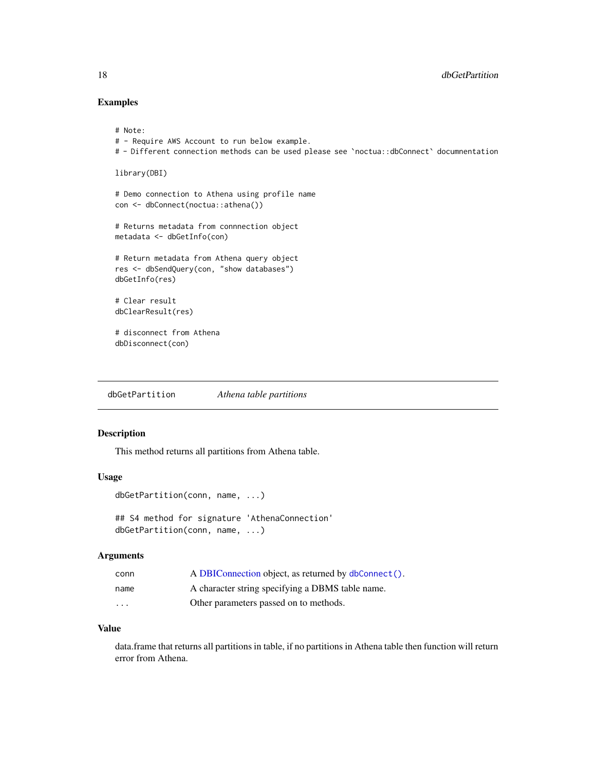## Examples

```
# Note:
# - Require AWS Account to run below example.
# - Different connection methods can be used please see `noctua::dbConnect` documnentation

library(DBI)

# Demo connection to Athena using profile name
con <- dbConnect(noctua::athena())

# Returns metadata from connnection object
metadata <- dbGetInfo(con)

# Return metadata from Athena query object
res <- dbSendQuery(con, "show databases")
dbGetInfo(res)

# Clear result
dbClearResult(res)

# disconnect from Athena
dbDisconnect(con)
```

---

# dbGetPartition *Athena table partitions*

---

## Description

This method returns all partitions from Athena table.

## Usage

```
dbGetPartition(conn, name, ...)

## S4 method for signature 'AthenaConnection'
dbGetPartition(conn, name, ...)
```

## Arguments

| | |
|---|---|
| conn | A DBIConnection object, as returned by `dbConnect()`. |
| name | A character string specifying a DBMS table name. |
| ... | Other parameters passed on to methods. |

## Value

data.frame that returns all partitions in table, if no partitions in Athena table then function will return error from Athena.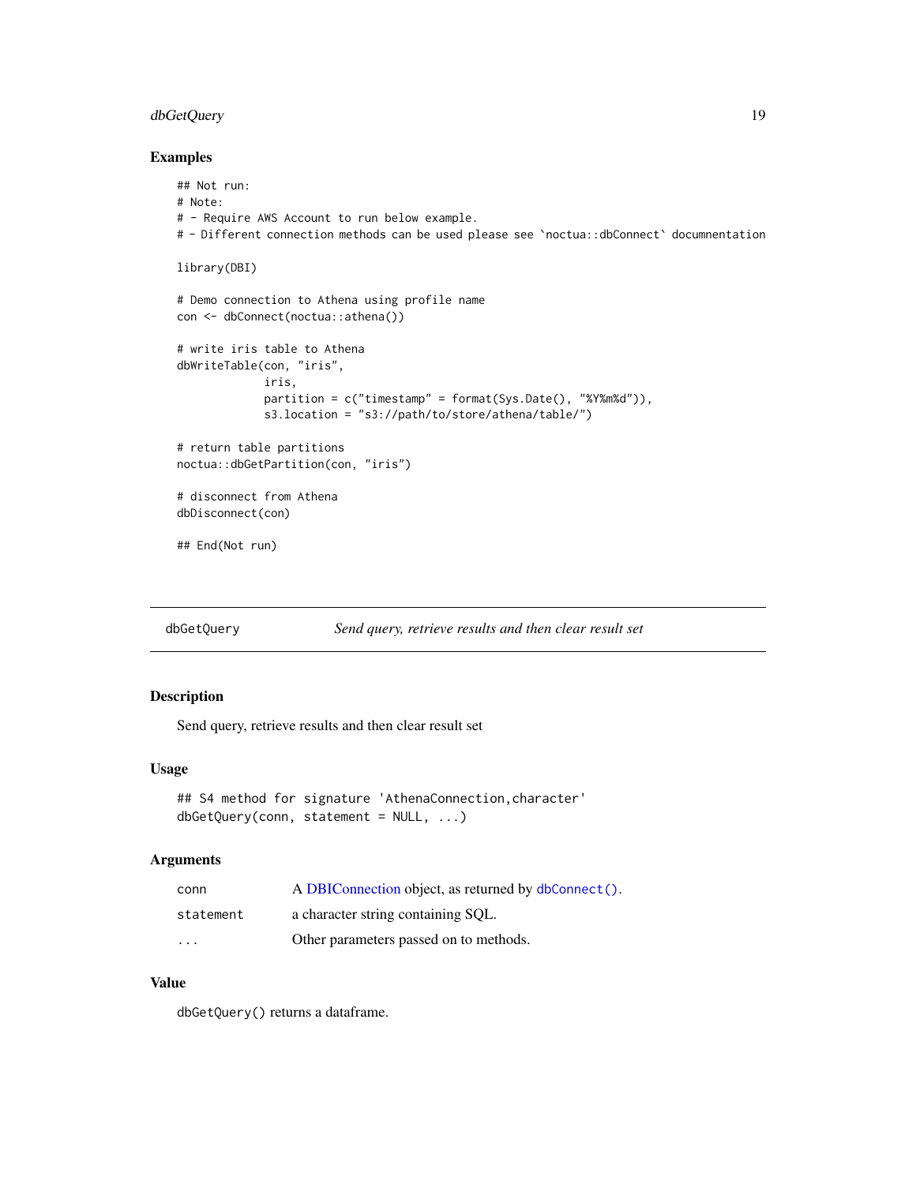### Examples

```
## Not run:
# Note:
# - Require AWS Account to run below example.
# - Different connection methods can be used please see `noctua::dbConnect` documnentation

library(DBI)

# Demo connection to Athena using profile name
con <- dbConnect(noctua::athena())

# write iris table to Athena
dbWriteTable(con, "iris",
             iris,
             partition = c("timestamp" = format(Sys.Date(), "%Y%m%d")),
             s3.location = "s3://path/to/store/athena/table/")

# return table partitions
noctua::dbGetPartition(con, "iris")

# disconnect from Athena
dbDisconnect(con)

## End(Not run)
```

---

## dbGetQuery — *Send query, retrieve results and then clear result set*

### Description

Send query, retrieve results and then clear result set

### Usage

```
## S4 method for signature 'AthenaConnection,character'
dbGetQuery(conn, statement = NULL, ...)
```

### Arguments

| | |
|---|---|
| `conn` | A DBIConnection object, as returned by `dbConnect()`. |
| `statement` | a character string containing SQL. |
| `...` | Other parameters passed on to methods. |

### Value

`dbGetQuery()` returns a dataframe.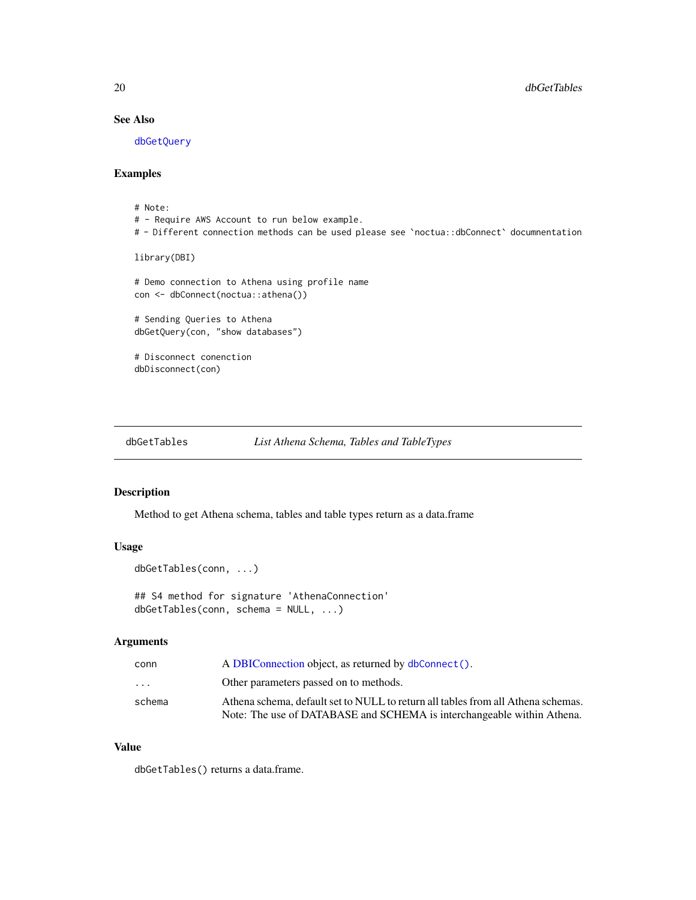### See Also

dbGetQuery

### Examples

```
# Note:
# - Require AWS Account to run below example.
# - Different connection methods can be used please see `noctua::dbConnect` documnentation

library(DBI)

# Demo connection to Athena using profile name
con <- dbConnect(noctua::athena())

# Sending Queries to Athena
dbGetQuery(con, "show databases")

# Disconnect conenction
dbDisconnect(con)
```

---

## dbGetTables *List Athena Schema, Tables and TableTypes*

### Description

Method to get Athena schema, tables and table types return as a data.frame

### Usage

```
dbGetTables(conn, ...)

## S4 method for signature 'AthenaConnection'
dbGetTables(conn, schema = NULL, ...)
```

### Arguments

| | |
|---|---|
| conn | A DBIConnection object, as returned by dbConnect(). |
| ... | Other parameters passed on to methods. |
| schema | Athena schema, default set to NULL to return all tables from all Athena schemas. Note: The use of DATABASE and SCHEMA is interchangeable within Athena. |

### Value

dbGetTables() returns a data.frame.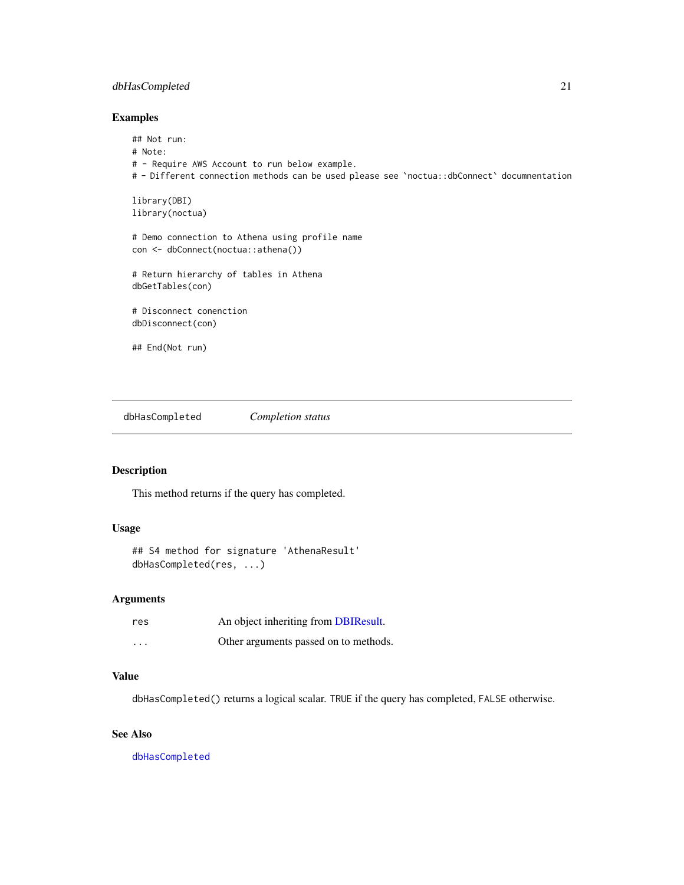## Examples

```
## Not run:
# Note:
# - Require AWS Account to run below example.
# - Different connection methods can be used please see `noctua::dbConnect` documnentation

library(DBI)
library(noctua)

# Demo connection to Athena using profile name
con <- dbConnect(noctua::athena())

# Return hierarchy of tables in Athena
dbGetTables(con)

# Disconnect conenction
dbDisconnect(con)

## End(Not run)
```

---

# dbHasCompleted — *Completion status*

---

## Description

This method returns if the query has completed.

## Usage

```
## S4 method for signature 'AthenaResult'
dbHasCompleted(res, ...)
```

## Arguments

| | |
|---|---|
| res | An object inheriting from DBIResult. |
| ... | Other arguments passed on to methods. |

## Value

`dbHasCompleted()` returns a logical scalar. `TRUE` if the query has completed, `FALSE` otherwise.

## See Also

`dbHasCompleted`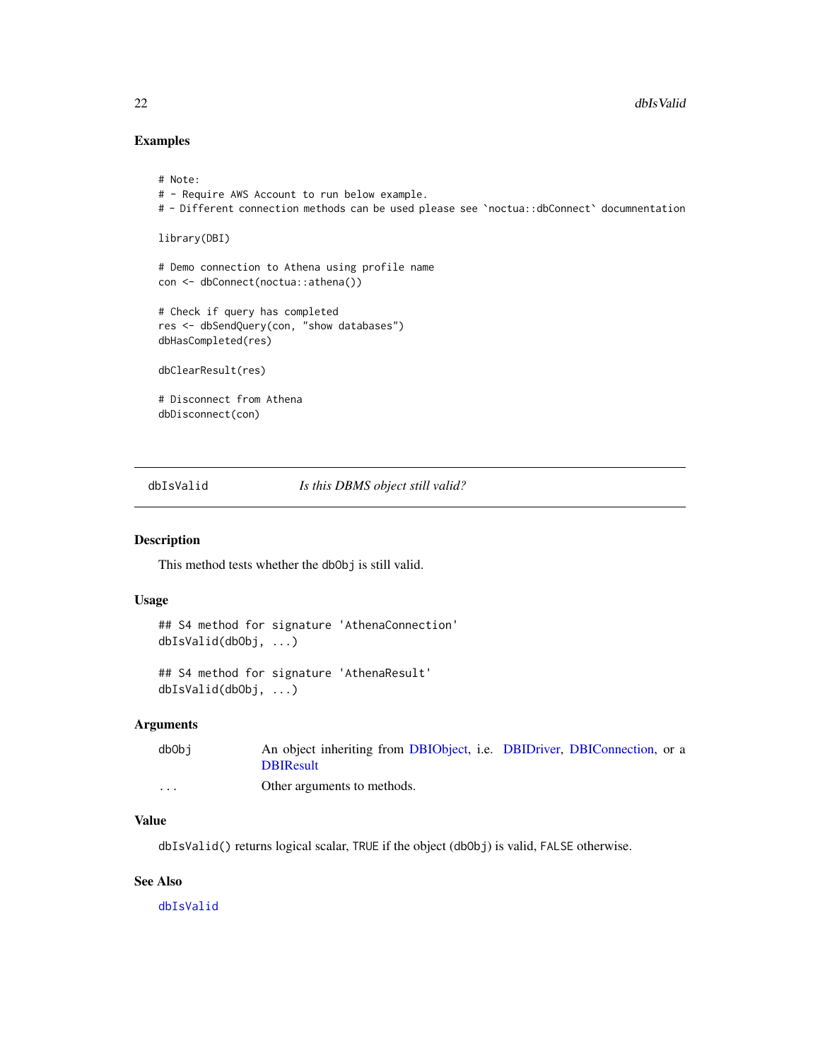## Examples

```
# Note:
# - Require AWS Account to run below example.
# - Different connection methods can be used please see `noctua::dbConnect` documnentation

library(DBI)

# Demo connection to Athena using profile name
con <- dbConnect(noctua::athena())

# Check if query has completed
res <- dbSendQuery(con, "show databases")
dbHasCompleted(res)

dbClearResult(res)

# Disconnect from Athena
dbDisconnect(con)
```

---

# dbIsValid — *Is this DBMS object still valid?*

---

## Description

This method tests whether the `dbObj` is still valid.

## Usage

```
## S4 method for signature 'AthenaConnection'
dbIsValid(dbObj, ...)

## S4 method for signature 'AthenaResult'
dbIsValid(dbObj, ...)
```

## Arguments

| | |
|---|---|
| `dbObj` | An object inheriting from DBIObject, i.e. DBIDriver, DBIConnection, or a DBIResult |
| `...` | Other arguments to methods. |

## Value

`dbIsValid()` returns logical scalar, `TRUE` if the object (`dbObj`) is valid, `FALSE` otherwise.

## See Also

`dbIsValid`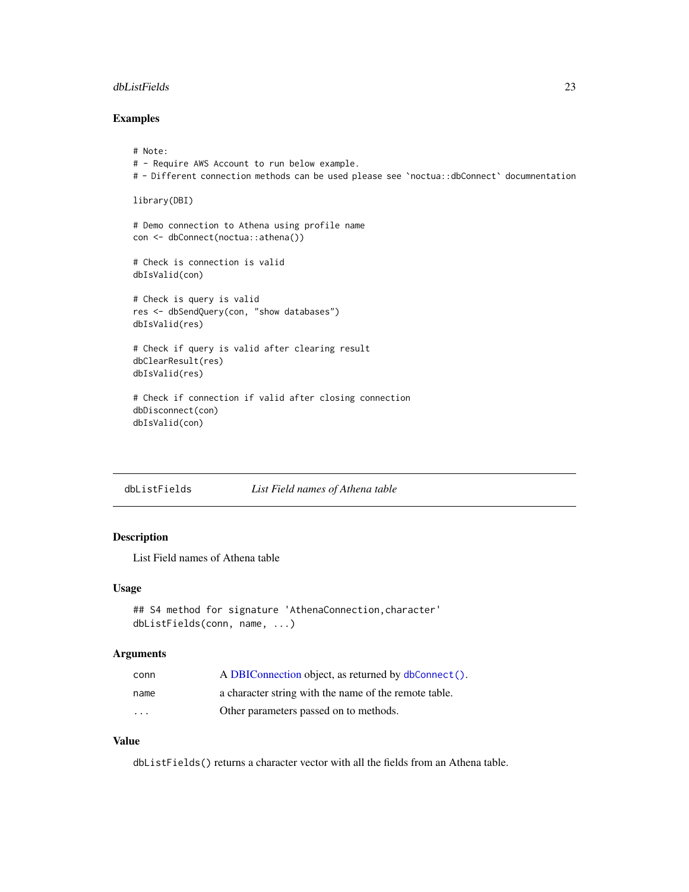## Examples

```
# Note:
# - Require AWS Account to run below example.
# - Different connection methods can be used please see `noctua::dbConnect` documnentation

library(DBI)

# Demo connection to Athena using profile name
con <- dbConnect(noctua::athena())

# Check is connection is valid
dbIsValid(con)

# Check is query is valid
res <- dbSendQuery(con, "show databases")
dbIsValid(res)

# Check if query is valid after clearing result
dbClearResult(res)
dbIsValid(res)

# Check if connection if valid after closing connection
dbDisconnect(con)
dbIsValid(con)
```

---

# dbListFields — *List Field names of Athena table*

## Description

List Field names of Athena table

## Usage

```
## S4 method for signature 'AthenaConnection,character'
dbListFields(conn, name, ...)
```

## Arguments

| | |
|---|---|
| conn | A DBIConnection object, as returned by `dbConnect()`. |
| name | a character string with the name of the remote table. |
| ... | Other parameters passed on to methods. |

## Value

`dbListFields()` returns a character vector with all the fields from an Athena table.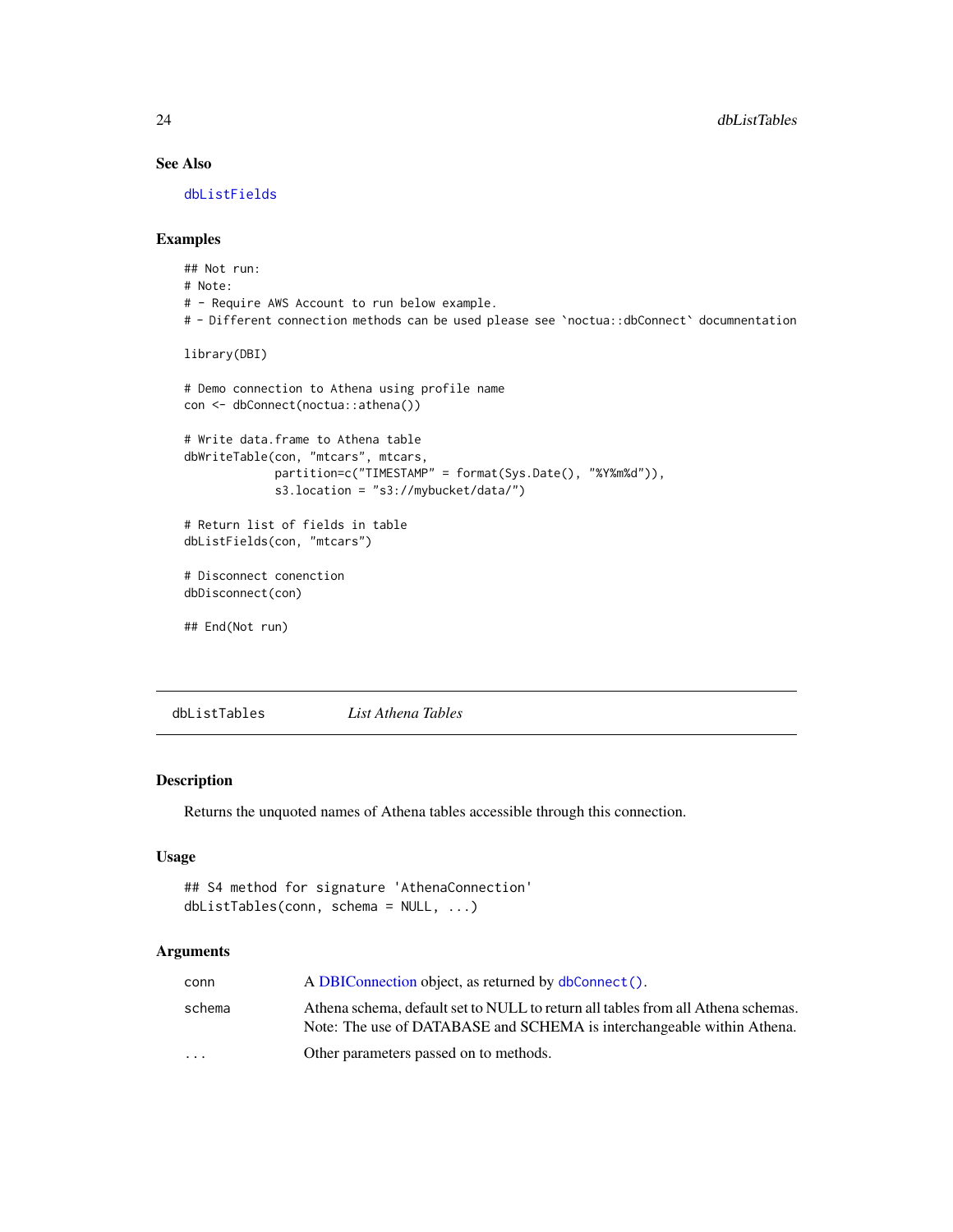### See Also

dbListFields

### Examples

```
## Not run:
# Note:
# - Require AWS Account to run below example.
# - Different connection methods can be used please see `noctua::dbConnect` documnentation

library(DBI)

# Demo connection to Athena using profile name
con <- dbConnect(noctua::athena())

# Write data.frame to Athena table
dbWriteTable(con, "mtcars", mtcars,
             partition=c("TIMESTAMP" = format(Sys.Date(), "%Y%m%d")),
             s3.location = "s3://mybucket/data/")

# Return list of fields in table
dbListFields(con, "mtcars")

# Disconnect conenction
dbDisconnect(con)

## End(Not run)
```

---

## dbListTables *List Athena Tables*

### Description

Returns the unquoted names of Athena tables accessible through this connection.

### Usage

```
## S4 method for signature 'AthenaConnection'
dbListTables(conn, schema = NULL, ...)
```

### Arguments

| | |
|---|---|
| conn | A DBIConnection object, as returned by `dbConnect()`. |
| schema | Athena schema, default set to NULL to return all tables from all Athena schemas. Note: The use of DATABASE and SCHEMA is interchangeable within Athena. |
| ... | Other parameters passed on to methods. |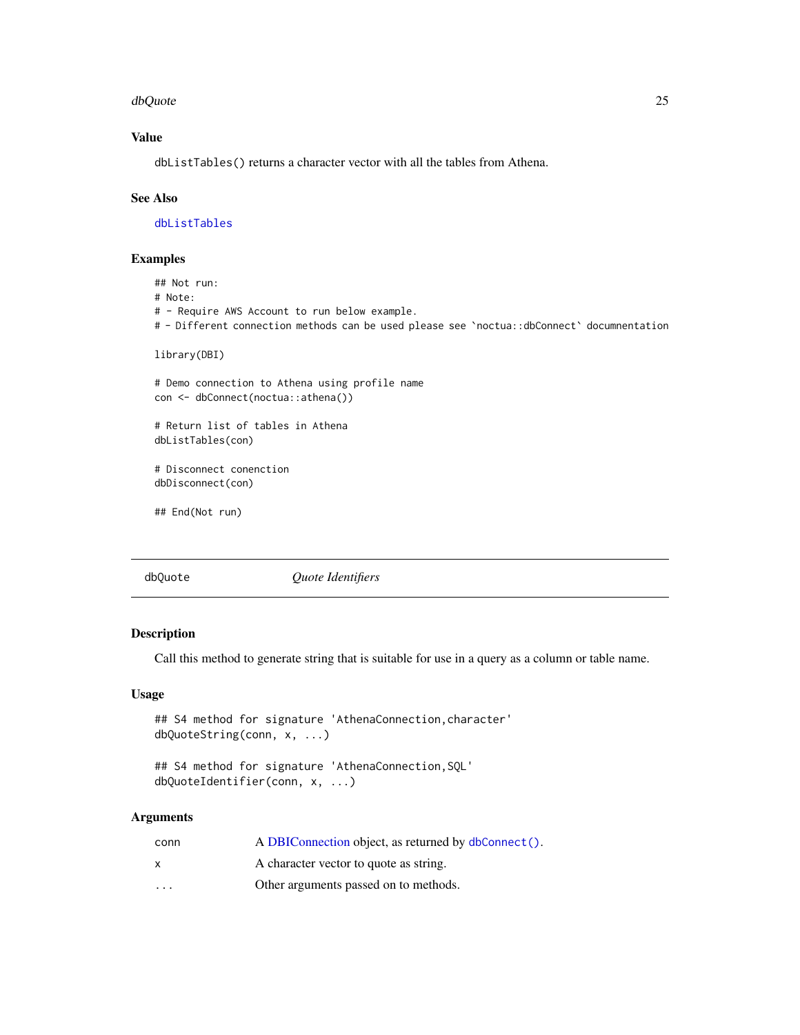### Value

`dbListTables()` returns a character vector with all the tables from Athena.

### See Also

`dbListTables`

### Examples

```
## Not run:
# Note:
# - Require AWS Account to run below example.
# - Different connection methods can be used please see `noctua::dbConnect` documnentation

library(DBI)

# Demo connection to Athena using profile name
con <- dbConnect(noctua::athena())

# Return list of tables in Athena
dbListTables(con)

# Disconnect conenction
dbDisconnect(con)

## End(Not run)
```

---

## dbQuote *Quote Identifiers*

### Description

Call this method to generate string that is suitable for use in a query as a column or table name.

### Usage

```
## S4 method for signature 'AthenaConnection,character'
dbQuoteString(conn, x, ...)

## S4 method for signature 'AthenaConnection,SQL'
dbQuoteIdentifier(conn, x, ...)
```

### Arguments

| | |
|---|---|
| conn | A DBIConnection object, as returned by `dbConnect()`. |
| x | A character vector to quote as string. |
| ... | Other arguments passed on to methods. |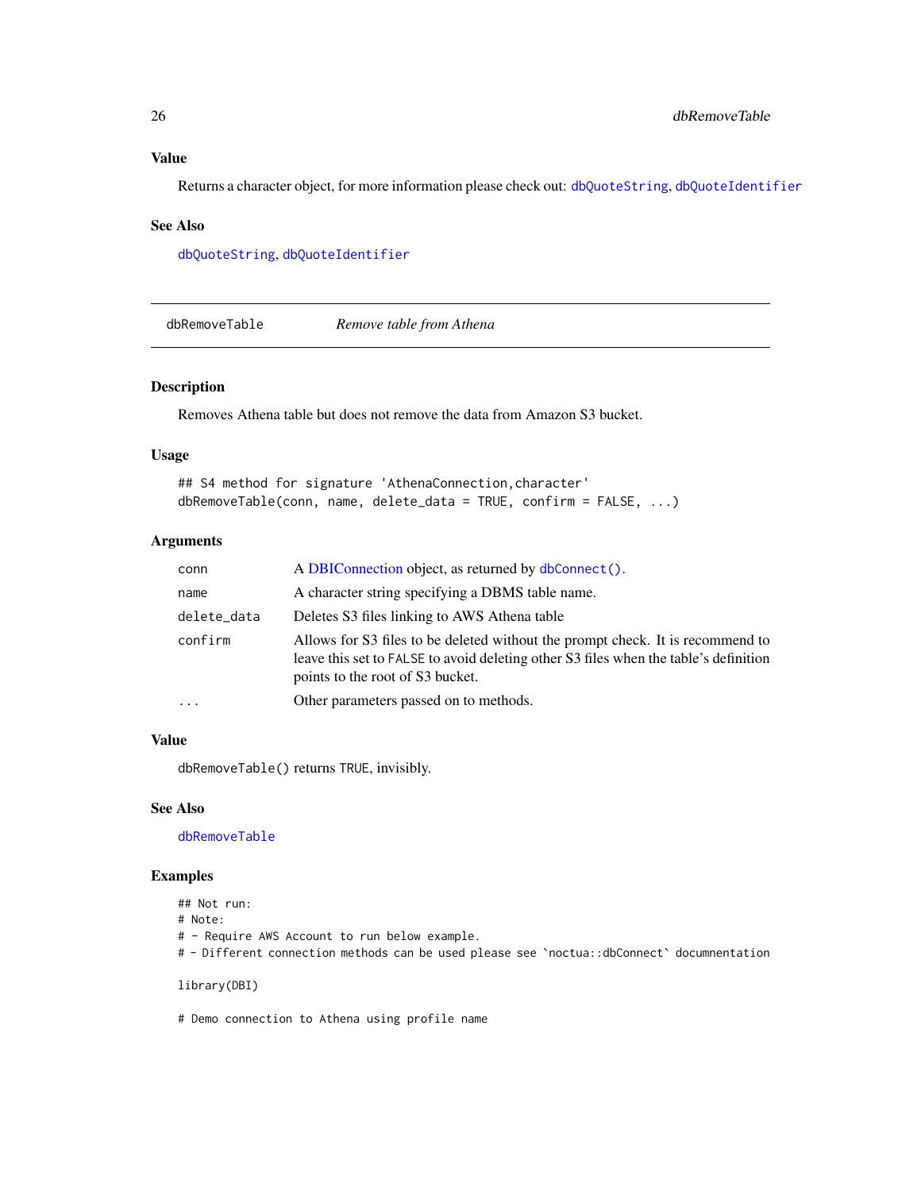### Value

Returns a character object, for more information please check out: dbQuoteString, dbQuoteIdentifier

### See Also

dbQuoteString, dbQuoteIdentifier

---

## dbRemoveTable *Remove table from Athena*

### Description

Removes Athena table but does not remove the data from Amazon S3 bucket.

### Usage

```
## S4 method for signature 'AthenaConnection,character'
dbRemoveTable(conn, name, delete_data = TRUE, confirm = FALSE, ...)
```

### Arguments

| | |
|---|---|
| conn | A DBIConnection object, as returned by `dbConnect()`. |
| name | A character string specifying a DBMS table name. |
| delete_data | Deletes S3 files linking to AWS Athena table |
| confirm | Allows for S3 files to be deleted without the prompt check. It is recommend to leave this set to `FALSE` to avoid deleting other S3 files when the table's definition points to the root of S3 bucket. |
| ... | Other parameters passed on to methods. |

### Value

`dbRemoveTable()` returns `TRUE`, invisibly.

### See Also

dbRemoveTable

### Examples

```
## Not run:
# Note:
# - Require AWS Account to run below example.
# - Different connection methods can be used please see `noctua::dbConnect` documnentation

library(DBI)

# Demo connection to Athena using profile name
```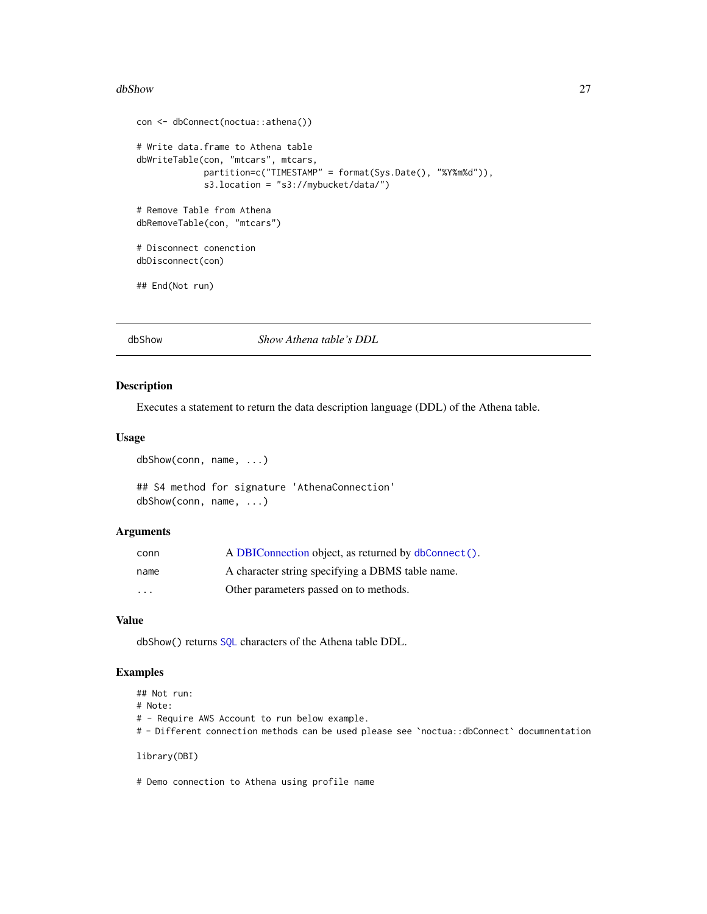```
con <- dbConnect(noctua::athena())

# Write data.frame to Athena table
dbWriteTable(con, "mtcars", mtcars,
             partition=c("TIMESTAMP" = format(Sys.Date(), "%Y%m%d")),
             s3.location = "s3://mybucket/data/")

# Remove Table from Athena
dbRemoveTable(con, "mtcars")

# Disconnect conenction
dbDisconnect(con)

## End(Not run)
```

---

## dbShow — *Show Athena table's DDL*

### Description

Executes a statement to return the data description language (DDL) of the Athena table.

### Usage

```
dbShow(conn, name, ...)

## S4 method for signature 'AthenaConnection'
dbShow(conn, name, ...)
```

### Arguments

| | |
|---|---|
| `conn` | A DBIConnection object, as returned by `dbConnect()`. |
| `name` | A character string specifying a DBMS table name. |
| `...` | Other parameters passed on to methods. |

### Value

`dbShow()` returns `SQL` characters of the Athena table DDL.

### Examples

```
## Not run:
# Note:
# - Require AWS Account to run below example.
# - Different connection methods can be used please see `noctua::dbConnect` documnentation

library(DBI)

# Demo connection to Athena using profile name
```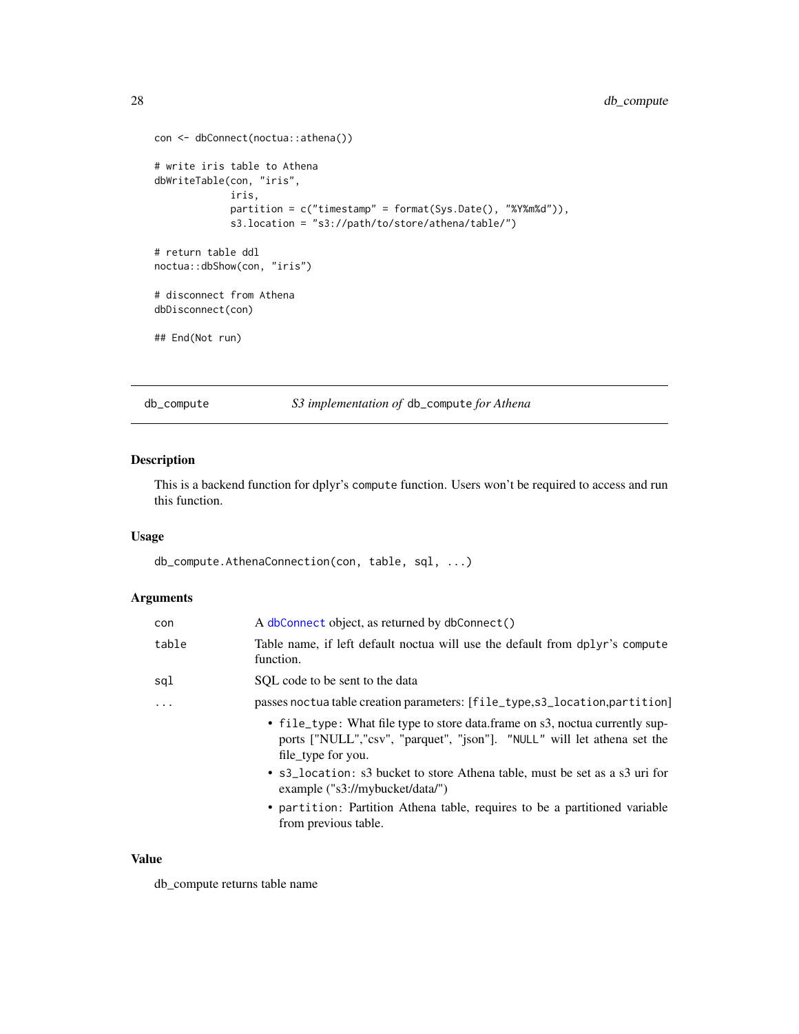```
con <- dbConnect(noctua::athena())

# write iris table to Athena
dbWriteTable(con, "iris",
             iris,
             partition = c("timestamp" = format(Sys.Date(), "%Y%m%d")),
             s3.location = "s3://path/to/store/athena/table/")

# return table ddl
noctua::dbShow(con, "iris")

# disconnect from Athena
dbDisconnect(con)

## End(Not run)
```

---

## db_compute — *S3 implementation of* `db_compute` *for Athena*

### Description

This is a backend function for dplyr's `compute` function. Users won't be required to access and run this function.

### Usage

```
db_compute.AthenaConnection(con, table, sql, ...)
```

### Arguments

| | |
|---|---|
| `con` | A `dbConnect` object, as returned by `dbConnect()` |
| `table` | Table name, if left default noctua will use the default from dplyr's `compute` function. |
| `sql` | SQL code to be sent to the data |
| `...` | passes `noctua` table creation parameters: [`file_type`,`s3_location`,`partition`]<br>• `file_type`: What file type to store data.frame on s3, noctua currently supports ["NULL","csv", "parquet", "json"]. `"NULL"` will let athena set the file_type for you.<br>• `s3_location`: s3 bucket to store Athena table, must be set as a s3 uri for example ("s3://mybucket/data/")<br>• `partition`: Partition Athena table, requires to be a partitioned variable from previous table. |

### Value

db_compute returns table name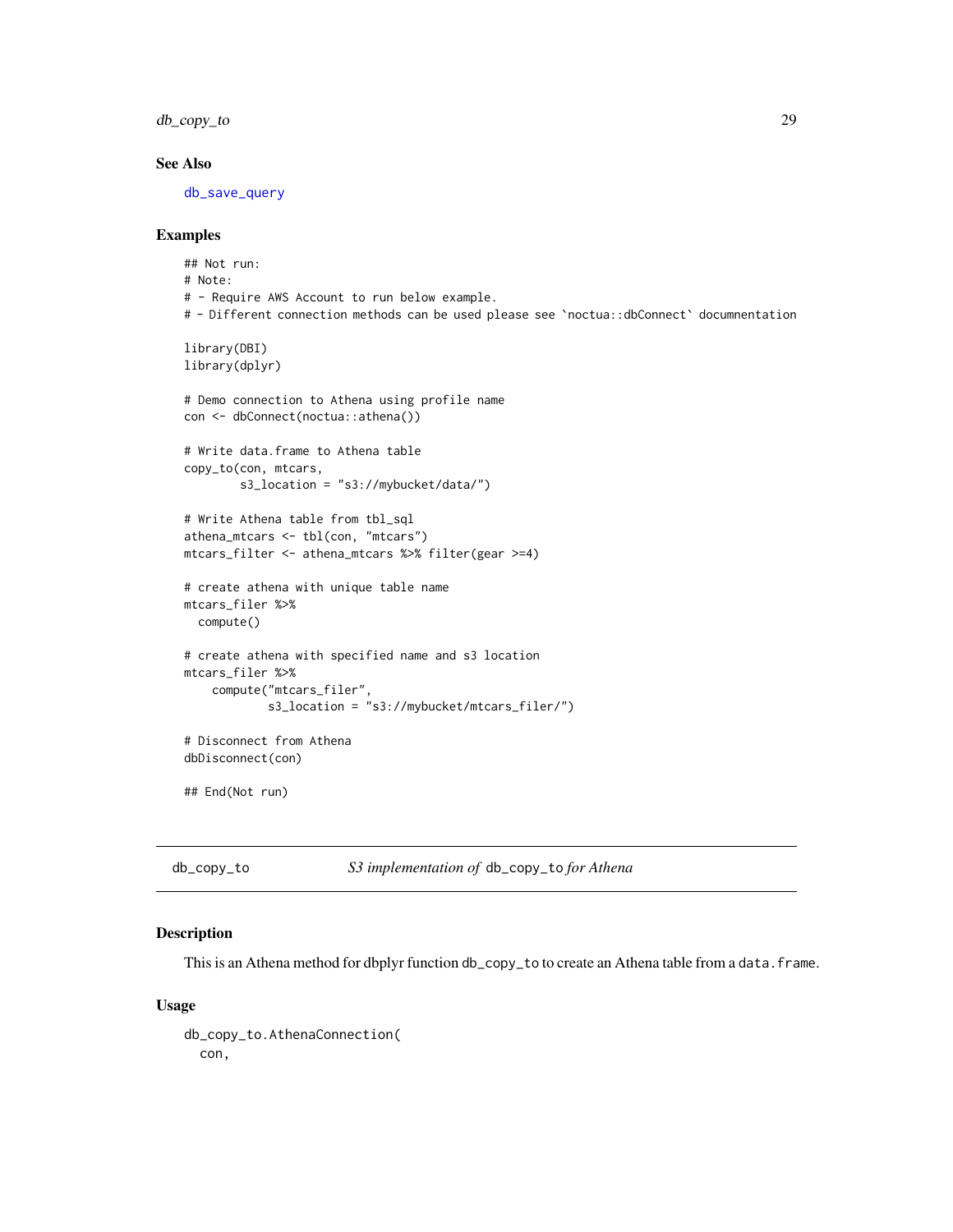### See Also

db_save_query

### Examples

```
## Not run:
# Note:
# - Require AWS Account to run below example.
# - Different connection methods can be used please see `noctua::dbConnect` documnentation

library(DBI)
library(dplyr)

# Demo connection to Athena using profile name
con <- dbConnect(noctua::athena())

# Write data.frame to Athena table
copy_to(con, mtcars,
        s3_location = "s3://mybucket/data/")

# Write Athena table from tbl_sql
athena_mtcars <- tbl(con, "mtcars")
mtcars_filter <- athena_mtcars %>% filter(gear >=4)

# create athena with unique table name
mtcars_filer %>%
  compute()

# create athena with specified name and s3 location
mtcars_filer %>%
    compute("mtcars_filer",
            s3_location = "s3://mybucket/mtcars_filer/")

# Disconnect from Athena
dbDisconnect(con)

## End(Not run)
```

---

## db_copy_to — *S3 implementation of* `db_copy_to` *for Athena*

### Description

This is an Athena method for dbplyr function `db_copy_to` to create an Athena table from a `data.frame`.

### Usage

```
db_copy_to.AthenaConnection(
  con,
```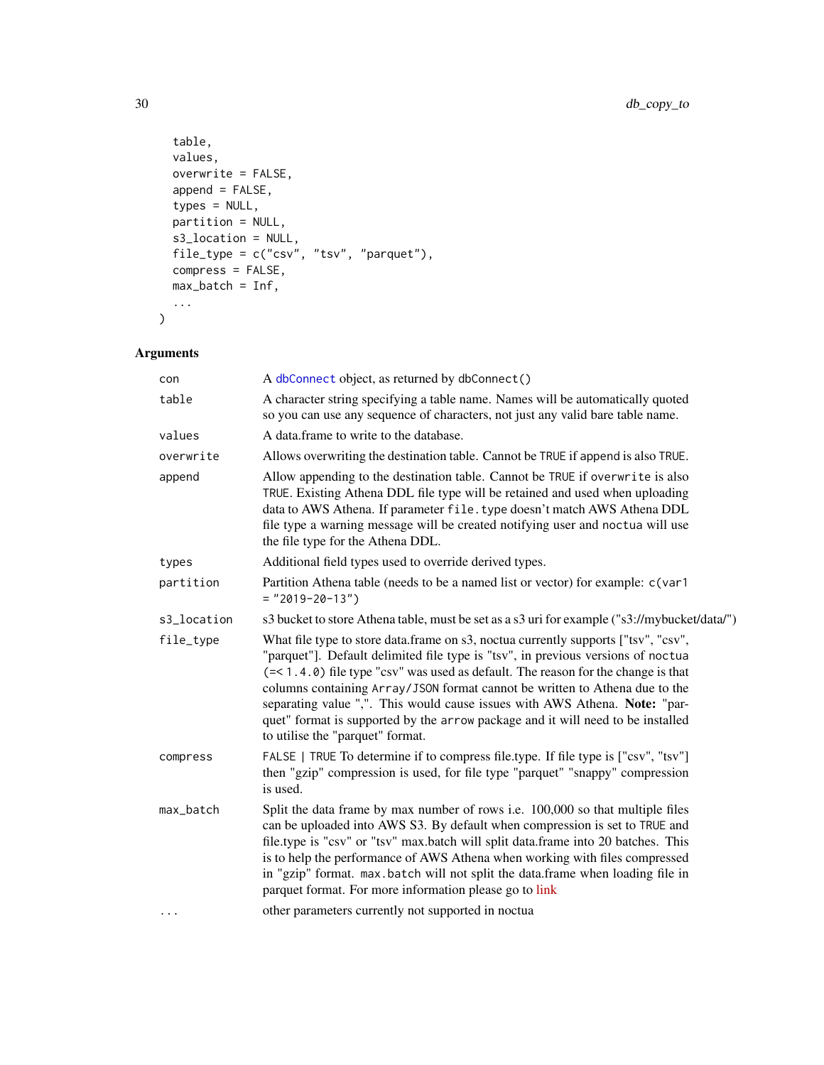```
  table,
  values,
  overwrite = FALSE,
  append = FALSE,
  types = NULL,
  partition = NULL,
  s3_location = NULL,
  file_type = c("csv", "tsv", "parquet"),
  compress = FALSE,
  max_batch = Inf,
  ...
)
```

## Arguments

| | |
|---|---|
| `con` | A `dbConnect` object, as returned by `dbConnect()` |
| `table` | A character string specifying a table name. Names will be automatically quoted so you can use any sequence of characters, not just any valid bare table name. |
| `values` | A data.frame to write to the database. |
| `overwrite` | Allows overwriting the destination table. Cannot be `TRUE` if `append` is also `TRUE`. |
| `append` | Allow appending to the destination table. Cannot be `TRUE` if `overwrite` is also `TRUE`. Existing Athena DDL file type will be retained and used when uploading data to AWS Athena. If parameter `file.type` doesn't match AWS Athena DDL file type a warning message will be created notifying user and `noctua` will use the file type for the Athena DDL. |
| `types` | Additional field types used to override derived types. |
| `partition` | Partition Athena table (needs to be a named list or vector) for example: `c(var1 = "2019-20-13")` |
| `s3_location` | s3 bucket to store Athena table, must be set as a s3 uri for example ("s3://mybucket/data/") |
| `file_type` | What file type to store data.frame on s3, noctua currently supports ["tsv", "csv", "parquet"]. Default delimited file type is "tsv", in previous versions of `noctua` (=< `1.4.0`) file type "csv" was used as default. The reason for the change is that columns containing `Array/JSON` format cannot be written to Athena due to the separating value ",". This would cause issues with AWS Athena. **Note:** "parquet" format is supported by the `arrow` package and it will need to be installed to utilise the "parquet" format. |
| `compress` | `FALSE` \| `TRUE` To determine if to compress file.type. If file type is ["csv", "tsv"] then "gzip" compression is used, for file type "parquet" "snappy" compression is used. |
| `max_batch` | Split the data frame by max number of rows i.e. 100,000 so that multiple files can be uploaded into AWS S3. By default when compression is set to `TRUE` and file.type is "csv" or "tsv" max.batch will split data.frame into 20 batches. This is to help the performance of AWS Athena when working with files compressed in "gzip" format. `max.batch` will not split the data.frame when loading file in parquet format. For more information please go to link |
| `...` | other parameters currently not supported in noctua |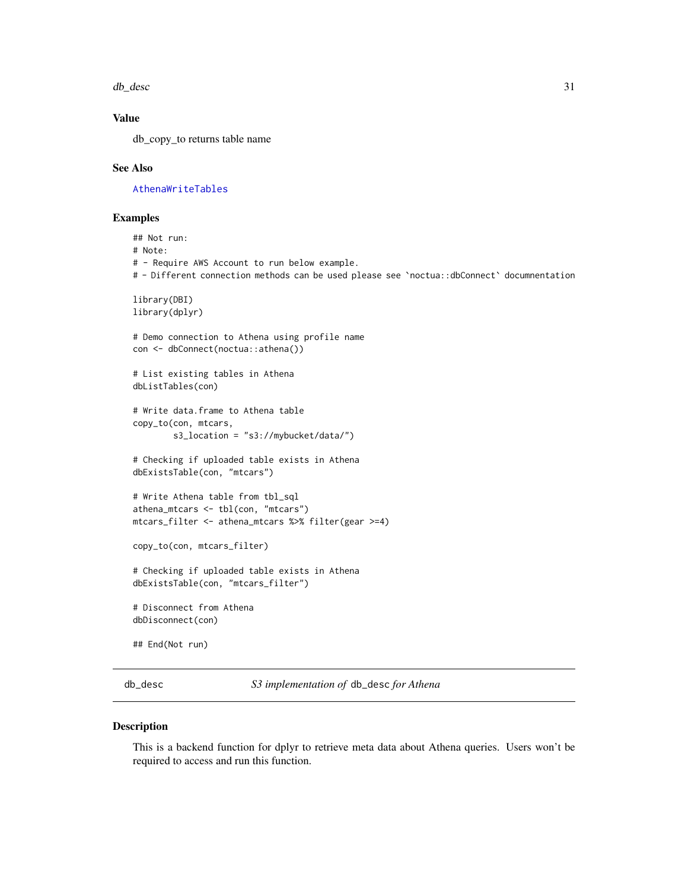### Value

db_copy_to returns table name

### See Also

AthenaWriteTables

### Examples

```
## Not run:
# Note:
# - Require AWS Account to run below example.
# - Different connection methods can be used please see `noctua::dbConnect` documnentation

library(DBI)
library(dplyr)

# Demo connection to Athena using profile name
con <- dbConnect(noctua::athena())

# List existing tables in Athena
dbListTables(con)

# Write data.frame to Athena table
copy_to(con, mtcars,
        s3_location = "s3://mybucket/data/")

# Checking if uploaded table exists in Athena
dbExistsTable(con, "mtcars")

# Write Athena table from tbl_sql
athena_mtcars <- tbl(con, "mtcars")
mtcars_filter <- athena_mtcars %>% filter(gear >=4)

copy_to(con, mtcars_filter)

# Checking if uploaded table exists in Athena
dbExistsTable(con, "mtcars_filter")

# Disconnect from Athena
dbDisconnect(con)

## End(Not run)
```

---

## db_desc — *S3 implementation of* `db_desc` *for Athena*

### Description

This is a backend function for dplyr to retrieve meta data about Athena queries. Users won't be required to access and run this function.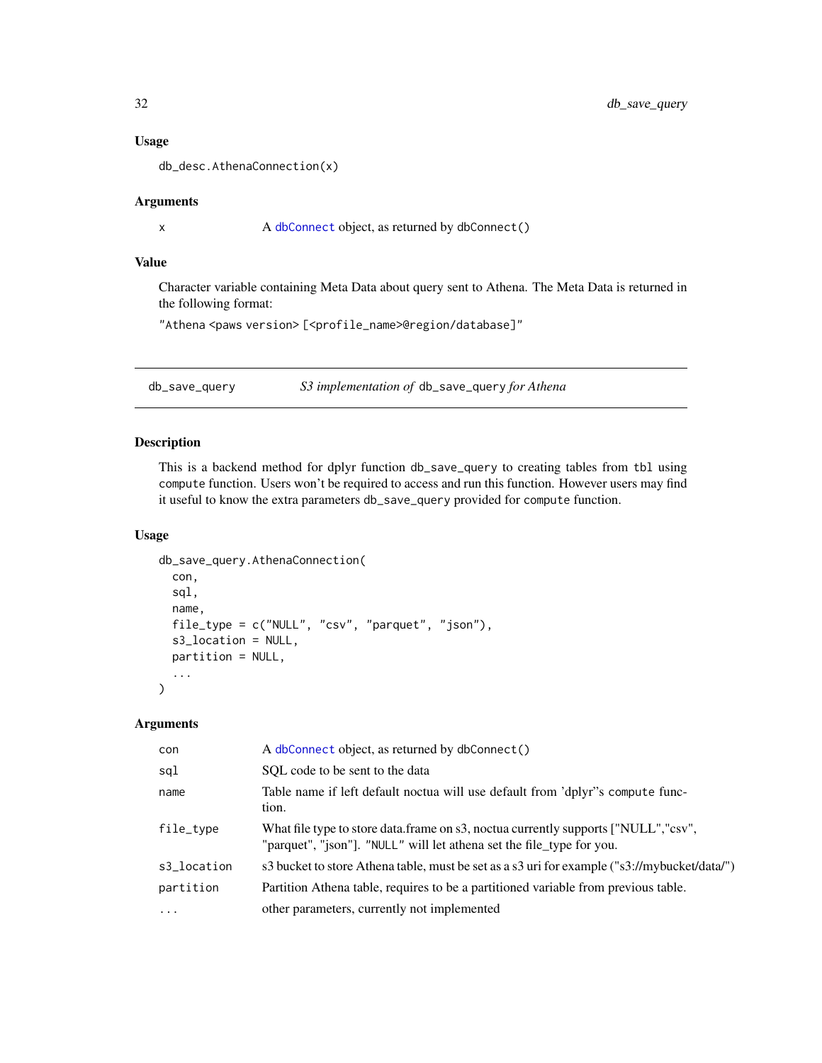### Usage

```
db_desc.AthenaConnection(x)
```

### Arguments

| | |
|---|---|
| x | A dbConnect object, as returned by dbConnect() |

### Value

Character variable containing Meta Data about query sent to Athena. The Meta Data is returned in the following format:

"Athena <paws version> [<profile_name>@region/database]"

---

## db_save_query — *S3 implementation of* db_save_query *for Athena*

### Description

This is a backend method for dplyr function db_save_query to creating tables from tbl using compute function. Users won't be required to access and run this function. However users may find it useful to know the extra parameters db_save_query provided for compute function.

### Usage

```
db_save_query.AthenaConnection(
  con,
  sql,
  name,
  file_type = c("NULL", "csv", "parquet", "json"),
  s3_location = NULL,
  partition = NULL,
  ...
)
```

### Arguments

| | |
|---|---|
| con | A dbConnect object, as returned by dbConnect() |
| sql | SQL code to be sent to the data |
| name | Table name if left default noctua will use default from 'dplyr''s compute function. |
| file_type | What file type to store data.frame on s3, noctua currently supports ["NULL","csv", "parquet", "json"]. "NULL" will let athena set the file_type for you. |
| s3_location | s3 bucket to store Athena table, must be set as a s3 uri for example ("s3://mybucket/data/") |
| partition | Partition Athena table, requires to be a partitioned variable from previous table. |
| ... | other parameters, currently not implemented |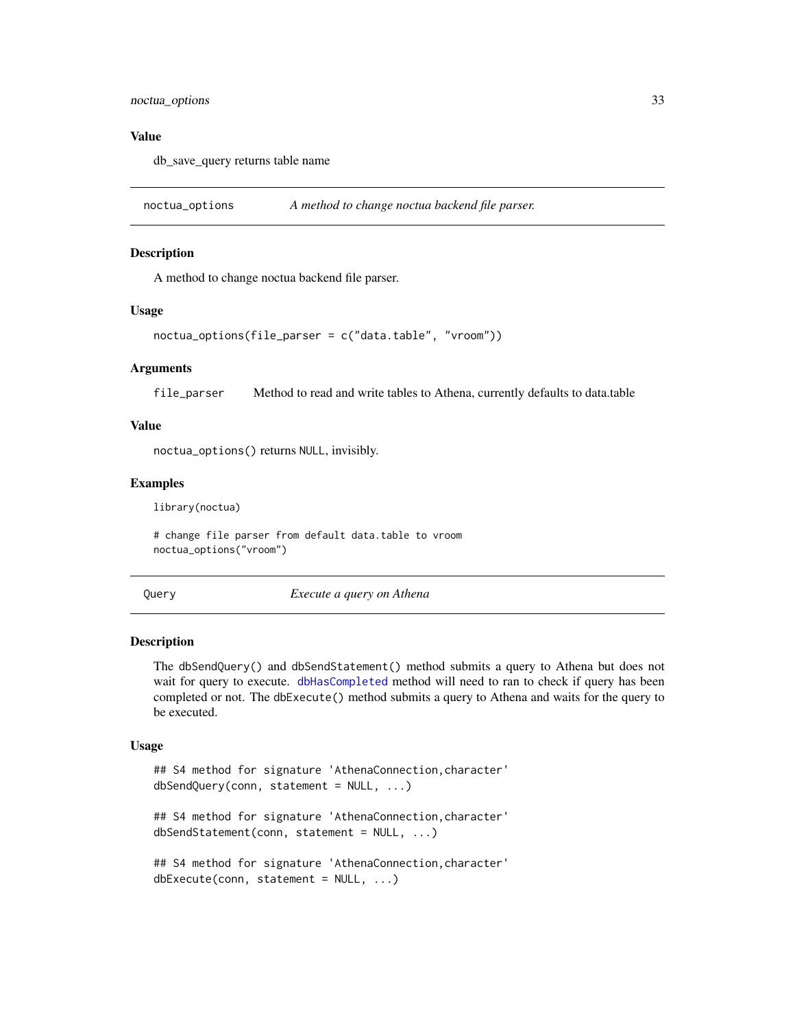## Value

db_save_query returns table name

---

## noctua_options — *A method to change noctua backend file parser.*

### Description

A method to change noctua backend file parser.

### Usage

```
noctua_options(file_parser = c("data.table", "vroom"))
```

### Arguments

`file_parser` Method to read and write tables to Athena, currently defaults to data.table

### Value

`noctua_options()` returns `NULL`, invisibly.

### Examples

```
library(noctua)

# change file parser from default data.table to vroom
noctua_options("vroom")
```

---

## Query — *Execute a query on Athena*

### Description

The `dbSendQuery()` and `dbSendStatement()` method submits a query to Athena but does not wait for query to execute. `dbHasCompleted` method will need to ran to check if query has been completed or not. The `dbExecute()` method submits a query to Athena and waits for the query to be executed.

### Usage

```
## S4 method for signature 'AthenaConnection,character'
dbSendQuery(conn, statement = NULL, ...)

## S4 method for signature 'AthenaConnection,character'
dbSendStatement(conn, statement = NULL, ...)

## S4 method for signature 'AthenaConnection,character'
dbExecute(conn, statement = NULL, ...)
```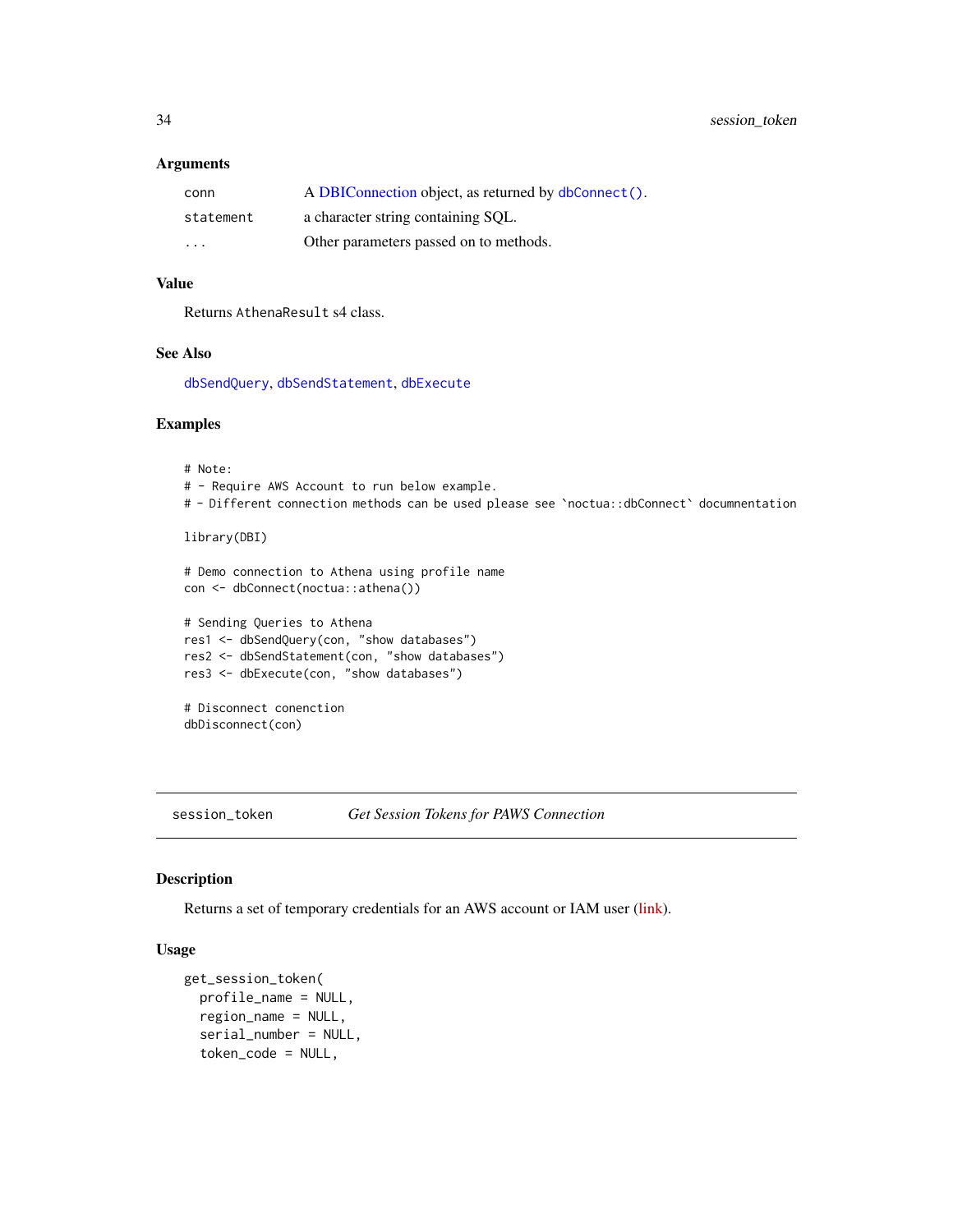### Arguments

| | |
|---|---|
| conn | A DBIConnection object, as returned by `dbConnect()`. |
| statement | a character string containing SQL. |
| ... | Other parameters passed on to methods. |

### Value

Returns `AthenaResult` s4 class.

### See Also

`dbSendQuery`, `dbSendStatement`, `dbExecute`

### Examples

```
# Note:
# - Require AWS Account to run below example.
# - Different connection methods can be used please see `noctua::dbConnect` documnentation

library(DBI)

# Demo connection to Athena using profile name
con <- dbConnect(noctua::athena())

# Sending Queries to Athena
res1 <- dbSendQuery(con, "show databases")
res2 <- dbSendStatement(con, "show databases")
res3 <- dbExecute(con, "show databases")

# Disconnect conenction
dbDisconnect(con)
```

---

## session_token — *Get Session Tokens for PAWS Connection*

### Description

Returns a set of temporary credentials for an AWS account or IAM user (link).

### Usage

```
get_session_token(
  profile_name = NULL,
  region_name = NULL,
  serial_number = NULL,
  token_code = NULL,
```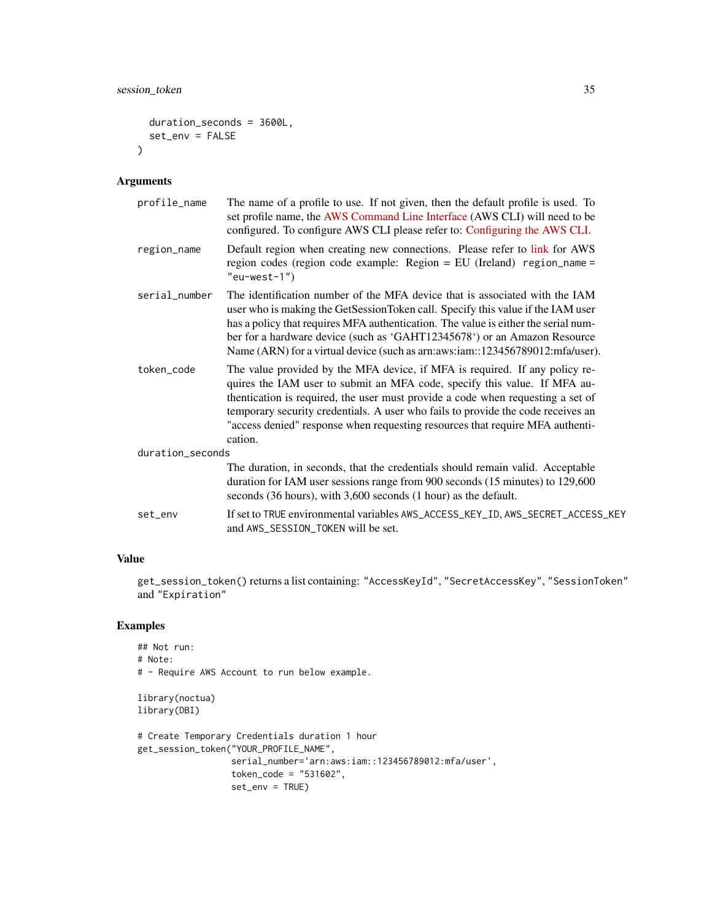```
  duration_seconds = 3600L,
  set_env = FALSE
)
```

## Arguments

| | |
|---|---|
| `profile_name` | The name of a profile to use. If not given, then the default profile is used. To set profile name, the AWS Command Line Interface (AWS CLI) will need to be configured. To configure AWS CLI please refer to: Configuring the AWS CLI. |
| `region_name` | Default region when creating new connections. Please refer to link for AWS region codes (region code example: Region = EU (Ireland) `region_name = "eu-west-1"`) |
| `serial_number` | The identification number of the MFA device that is associated with the IAM user who is making the GetSessionToken call. Specify this value if the IAM user has a policy that requires MFA authentication. The value is either the serial number for a hardware device (such as 'GAHT12345678') or an Amazon Resource Name (ARN) for a virtual device (such as arn:aws:iam::123456789012:mfa/user). |
| `token_code` | The value provided by the MFA device, if MFA is required. If any policy requires the IAM user to submit an MFA code, specify this value. If MFA authentication is required, the user must provide a code when requesting a set of temporary security credentials. A user who fails to provide the code receives an "access denied" response when requesting resources that require MFA authentication. |
| `duration_seconds` | The duration, in seconds, that the credentials should remain valid. Acceptable duration for IAM user sessions range from 900 seconds (15 minutes) to 129,600 seconds (36 hours), with 3,600 seconds (1 hour) as the default. |
| `set_env` | If set to `TRUE` environmental variables `AWS_ACCESS_KEY_ID`, `AWS_SECRET_ACCESS_KEY` and `AWS_SESSION_TOKEN` will be set. |

## Value

`get_session_token()` returns a list containing: `"AccessKeyId"`, `"SecretAccessKey"`, `"SessionToken"` and `"Expiration"`

## Examples

```
## Not run:
# Note:
# - Require AWS Account to run below example.

library(noctua)
library(DBI)

# Create Temporary Credentials duration 1 hour
get_session_token("YOUR_PROFILE_NAME",
                  serial_number='arn:aws:iam::123456789012:mfa/user',
                  token_code = "531602",
                  set_env = TRUE)
```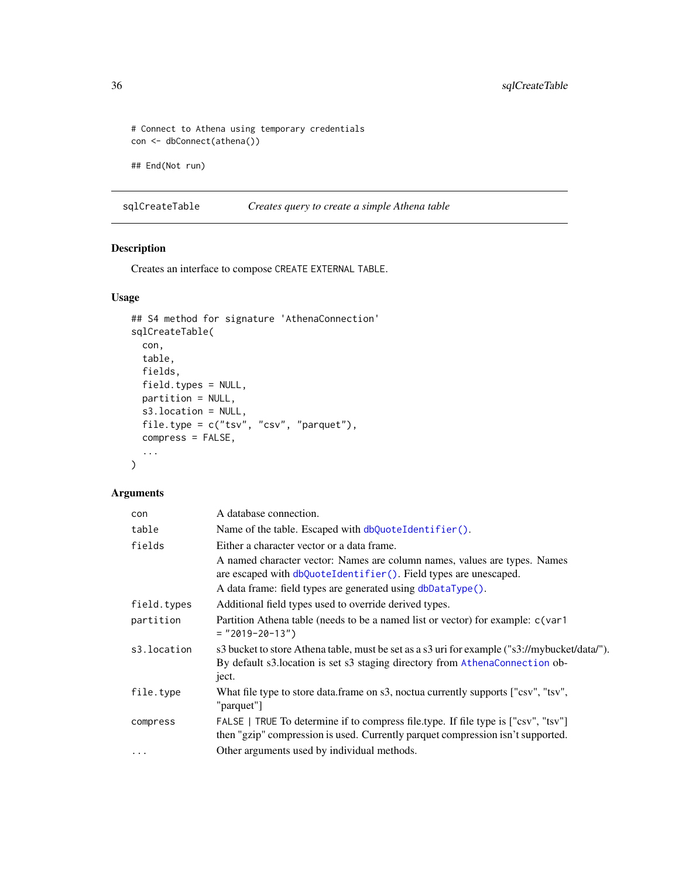```
# Connect to Athena using temporary credentials
con <- dbConnect(athena())

## End(Not run)
```

---

## sqlCreateTable — *Creates query to create a simple Athena table*

### Description

Creates an interface to compose `CREATE EXTERNAL TABLE`.

### Usage

```
## S4 method for signature 'AthenaConnection'
sqlCreateTable(
  con,
  table,
  fields,
  field.types = NULL,
  partition = NULL,
  s3.location = NULL,
  file.type = c("tsv", "csv", "parquet"),
  compress = FALSE,
  ...
)
```

### Arguments

| Argument | Description |
|---|---|
| `con` | A database connection. |
| `table` | Name of the table. Escaped with `dbQuoteIdentifier()`. |
| `fields` | Either a character vector or a data frame.<br>A named character vector: Names are column names, values are types. Names are escaped with `dbQuoteIdentifier()`. Field types are unescaped.<br>A data frame: field types are generated using `dbDataType()`. |
| `field.types` | Additional field types used to override derived types. |
| `partition` | Partition Athena table (needs to be a named list or vector) for example: `c(var1 = "2019-20-13")` |
| `s3.location` | s3 bucket to store Athena table, must be set as a s3 uri for example ("s3://mybucket/data/"). By default s3.location is set s3 staging directory from `AthenaConnection` object. |
| `file.type` | What file type to store data.frame on s3, noctua currently supports ["csv", "tsv", "parquet"] |
| `compress` | `FALSE \| TRUE` To determine if to compress file.type. If file type is ["csv", "tsv"] then "gzip" compression is used. Currently parquet compression isn't supported. |
| `...` | Other arguments used by individual methods. |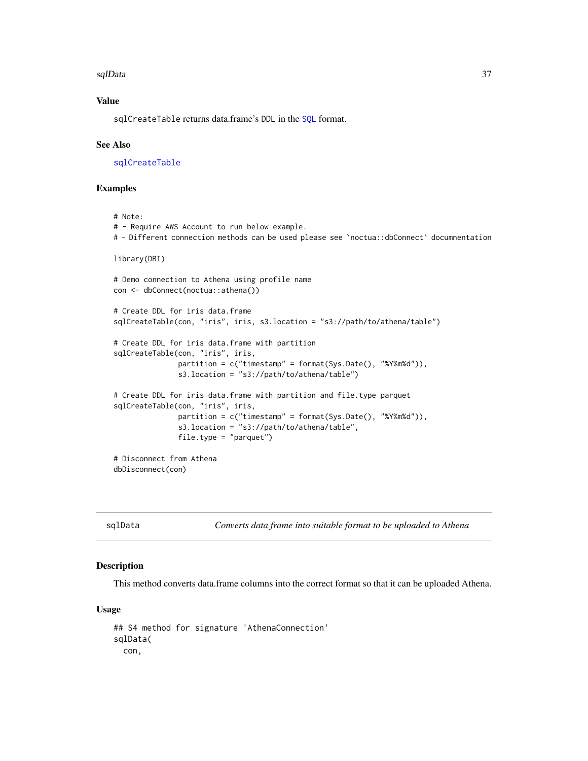### Value

sqlCreateTable returns data.frame's DDL in the SQL format.

### See Also

sqlCreateTable

### Examples

```
# Note:
# - Require AWS Account to run below example.
# - Different connection methods can be used please see `noctua::dbConnect` documnentation

library(DBI)

# Demo connection to Athena using profile name
con <- dbConnect(noctua::athena())

# Create DDL for iris data.frame
sqlCreateTable(con, "iris", iris, s3.location = "s3://path/to/athena/table")

# Create DDL for iris data.frame with partition
sqlCreateTable(con, "iris", iris,
               partition = c("timestamp" = format(Sys.Date(), "%Y%m%d")),
               s3.location = "s3://path/to/athena/table")

# Create DDL for iris data.frame with partition and file.type parquet
sqlCreateTable(con, "iris", iris,
               partition = c("timestamp" = format(Sys.Date(), "%Y%m%d")),
               s3.location = "s3://path/to/athena/table",
               file.type = "parquet")

# Disconnect from Athena
dbDisconnect(con)
```

---

## sqlData — *Converts data frame into suitable format to be uploaded to Athena*

### Description

This method converts data.frame columns into the correct format so that it can be uploaded Athena.

### Usage

```
## S4 method for signature 'AthenaConnection'
sqlData(
  con,
```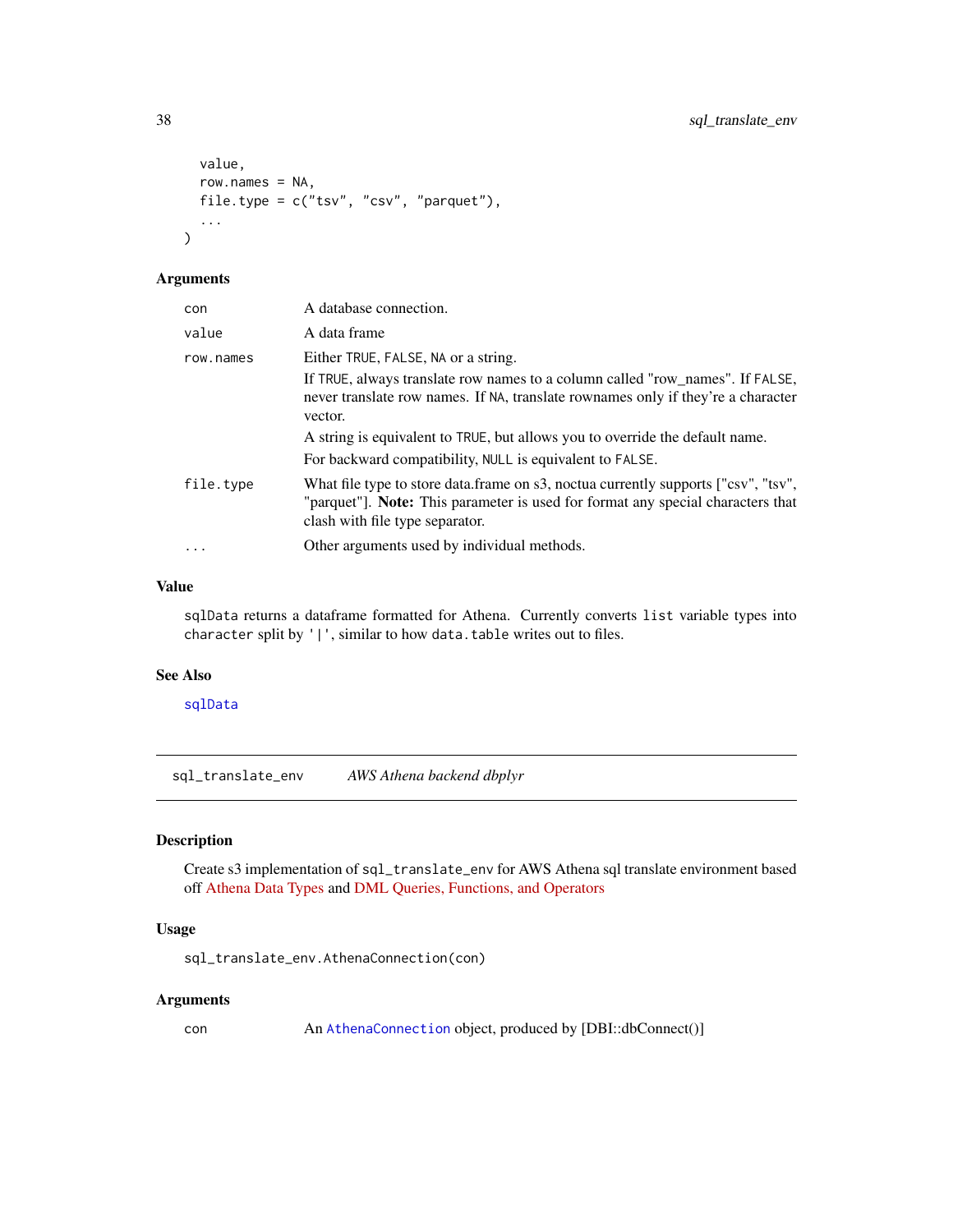```
  value,
  row.names = NA,
  file.type = c("tsv", "csv", "parquet"),
  ...
)
```

### Arguments

| | |
|---|---|
| con | A database connection. |
| value | A data frame |
| row.names | Either TRUE, FALSE, NA or a string.<br>If TRUE, always translate row names to a column called "row_names". If FALSE, never translate row names. If NA, translate rownames only if they're a character vector.<br>A string is equivalent to TRUE, but allows you to override the default name.<br>For backward compatibility, NULL is equivalent to FALSE. |
| file.type | What file type to store data.frame on s3, noctua currently supports ["csv", "tsv", "parquet"]. **Note:** This parameter is used for format any special characters that clash with file type separator. |
| ... | Other arguments used by individual methods. |

### Value

sqlData returns a dataframe formatted for Athena. Currently converts list variable types into character split by '|', similar to how data.table writes out to files.

### See Also

sqlData

---

## sql_translate_env — *AWS Athena backend dbplyr*

### Description

Create s3 implementation of sql_translate_env for AWS Athena sql translate environment based off Athena Data Types and DML Queries, Functions, and Operators

### Usage

```
sql_translate_env.AthenaConnection(con)
```

### Arguments

| | |
|---|---|
| con | An AthenaConnection object, produced by [DBI::dbConnect()] |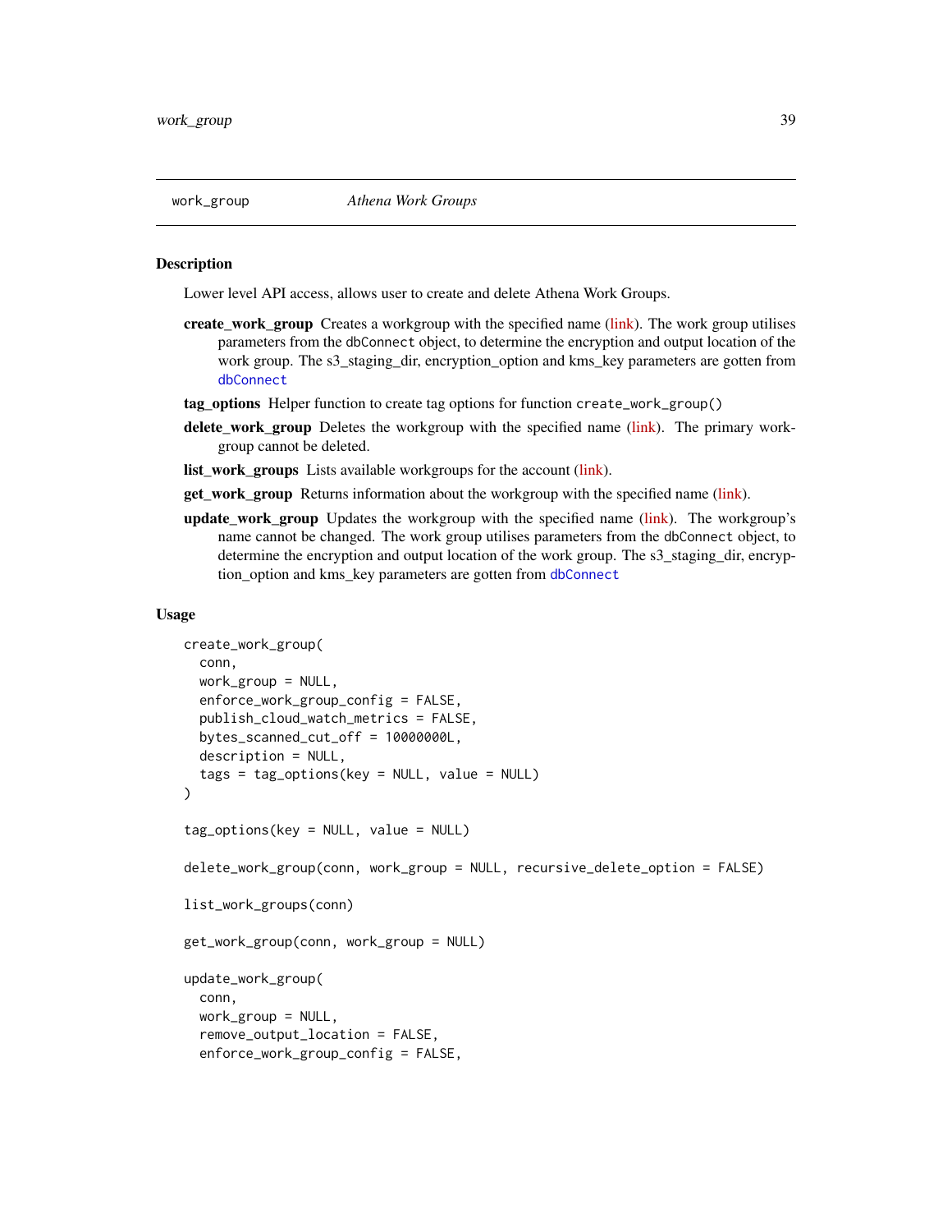work_group *Athena Work Groups*

## Description

Lower level API access, allows user to create and delete Athena Work Groups.

**create_work_group** Creates a workgroup with the specified name (link). The work group utilises parameters from the dbConnect object, to determine the encryption and output location of the work group. The s3_staging_dir, encryption_option and kms_key parameters are gotten from dbConnect

**tag_options** Helper function to create tag options for function create_work_group()

**delete_work_group** Deletes the workgroup with the specified name (link). The primary workgroup cannot be deleted.

**list_work_groups** Lists available workgroups for the account (link).

**get_work_group** Returns information about the workgroup with the specified name (link).

**update_work_group** Updates the workgroup with the specified name (link). The workgroup's name cannot be changed. The work group utilises parameters from the dbConnect object, to determine the encryption and output location of the work group. The s3_staging_dir, encryption_option and kms_key parameters are gotten from dbConnect

## Usage

```
create_work_group(
  conn,
  work_group = NULL,
  enforce_work_group_config = FALSE,
  publish_cloud_watch_metrics = FALSE,
  bytes_scanned_cut_off = 10000000L,
  description = NULL,
  tags = tag_options(key = NULL, value = NULL)
)

tag_options(key = NULL, value = NULL)

delete_work_group(conn, work_group = NULL, recursive_delete_option = FALSE)

list_work_groups(conn)

get_work_group(conn, work_group = NULL)

update_work_group(
  conn,
  work_group = NULL,
  remove_output_location = FALSE,
  enforce_work_group_config = FALSE,
```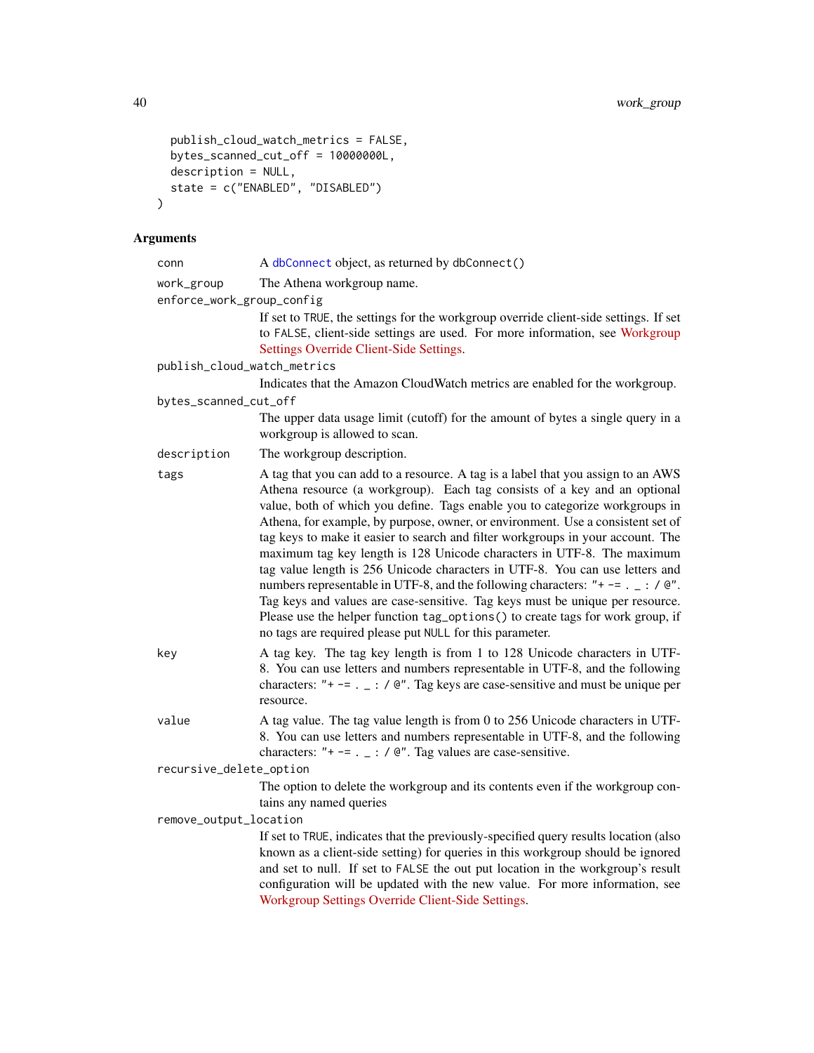```
  publish_cloud_watch_metrics = FALSE,
  bytes_scanned_cut_off = 10000000L,
  description = NULL,
  state = c("ENABLED", "DISABLED")
)
```

## Arguments

`conn` A dbConnect object, as returned by dbConnect()

`work_group` The Athena workgroup name.

`enforce_work_group_config`
If set to TRUE, the settings for the workgroup override client-side settings. If set to FALSE, client-side settings are used. For more information, see Workgroup Settings Override Client-Side Settings.

`publish_cloud_watch_metrics`
Indicates that the Amazon CloudWatch metrics are enabled for the workgroup.

`bytes_scanned_cut_off`
The upper data usage limit (cutoff) for the amount of bytes a single query in a workgroup is allowed to scan.

`description` The workgroup description.

`tags` A tag that you can add to a resource. A tag is a label that you assign to an AWS Athena resource (a workgroup). Each tag consists of a key and an optional value, both of which you define. Tags enable you to categorize workgroups in Athena, for example, by purpose, owner, or environment. Use a consistent set of tag keys to make it easier to search and filter workgroups in your account. The maximum tag key length is 128 Unicode characters in UTF-8. The maximum tag value length is 256 Unicode characters in UTF-8. You can use letters and numbers representable in UTF-8, and the following characters: "+ -= . _ : / @". Tag keys and values are case-sensitive. Tag keys must be unique per resource. Please use the helper function tag_options() to create tags for work group, if no tags are required please put NULL for this parameter.

`key` A tag key. The tag key length is from 1 to 128 Unicode characters in UTF-8. You can use letters and numbers representable in UTF-8, and the following characters: "+ -= . _ : / @". Tag keys are case-sensitive and must be unique per resource.

`value` A tag value. The tag value length is from 0 to 256 Unicode characters in UTF-8. You can use letters and numbers representable in UTF-8, and the following characters: "+ -= . _ : / @". Tag values are case-sensitive.

`recursive_delete_option`
The option to delete the workgroup and its contents even if the workgroup contains any named queries

`remove_output_location`
If set to TRUE, indicates that the previously-specified query results location (also known as a client-side setting) for queries in this workgroup should be ignored and set to null. If set to FALSE the out put location in the workgroup's result configuration will be updated with the new value. For more information, see Workgroup Settings Override Client-Side Settings.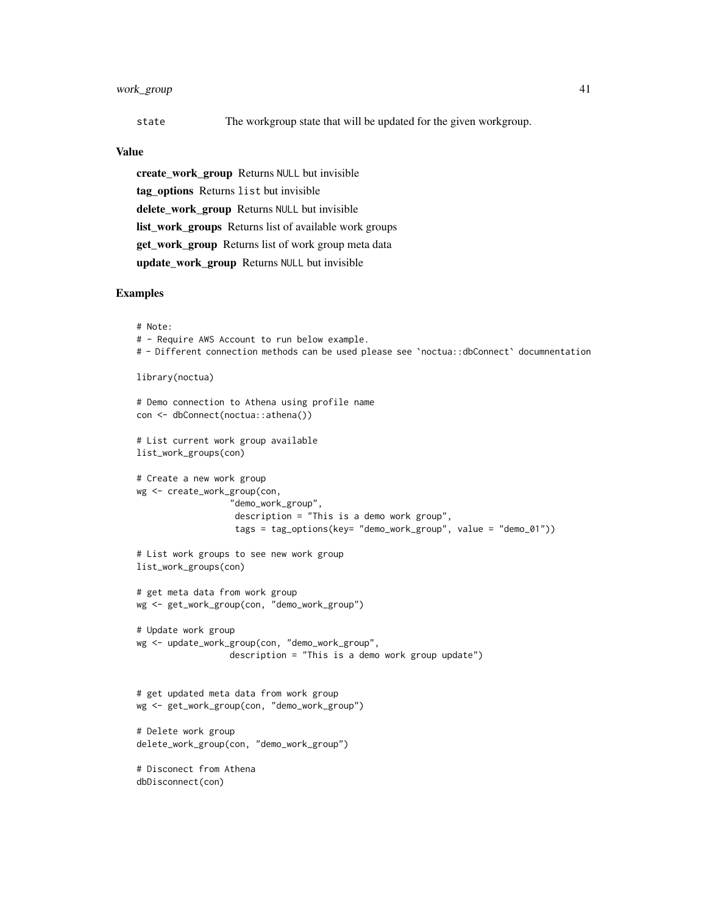state The workgroup state that will be updated for the given workgroup.

### Value

**create_work_group** Returns NULL but invisible

**tag_options** Returns list but invisible

**delete_work_group** Returns NULL but invisible

**list_work_groups** Returns list of available work groups

**get_work_group** Returns list of work group meta data

**update_work_group** Returns NULL but invisible

### Examples

```
# Note:
# - Require AWS Account to run below example.
# - Different connection methods can be used please see `noctua::dbConnect` documnentation

library(noctua)

# Demo connection to Athena using profile name
con <- dbConnect(noctua::athena())

# List current work group available
list_work_groups(con)

# Create a new work group
wg <- create_work_group(con,
                  "demo_work_group",
                   description = "This is a demo work group",
                   tags = tag_options(key= "demo_work_group", value = "demo_01"))

# List work groups to see new work group
list_work_groups(con)

# get meta data from work group
wg <- get_work_group(con, "demo_work_group")

# Update work group
wg <- update_work_group(con, "demo_work_group",
                  description = "This is a demo work group update")


# get updated meta data from work group
wg <- get_work_group(con, "demo_work_group")

# Delete work group
delete_work_group(con, "demo_work_group")

# Disconect from Athena
dbDisconnect(con)
```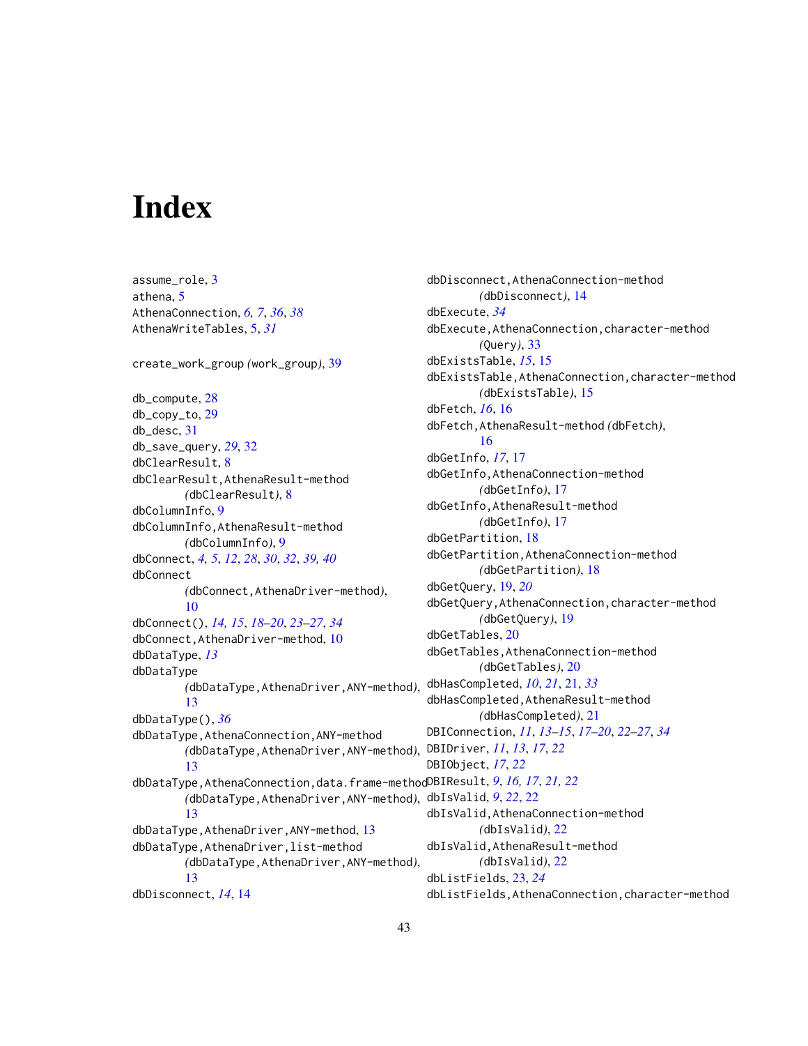# Index

assume_role, 3
athena, 5
AthenaConnection, *6, 7*, *36*, *38*
AthenaWriteTables, 5, *31*

create_work_group *(*work_group*)*, 39

db_compute, 28
db_copy_to, 29
db_desc, 31
db_save_query, *29*, 32
dbClearResult, 8
dbClearResult,AthenaResult-method *(*dbClearResult*)*, 8
dbColumnInfo, 9
dbColumnInfo,AthenaResult-method *(*dbColumnInfo*)*, 9
dbConnect, *4, 5*, *12*, *28*, *30*, *32*, *39, 40*
dbConnect *(*dbConnect,AthenaDriver-method*)*, 10
dbConnect(), *14, 15*, *18–20*, *23–27*, *34*
dbConnect,AthenaDriver-method, 10
dbDataType, *13*
dbDataType *(*dbDataType,AthenaDriver,ANY-method*)*, 13
dbDataType(), *36*
dbDataType,AthenaConnection,ANY-method *(*dbDataType,AthenaDriver,ANY-method*)*, 13
dbDataType,AthenaConnection,data.frame-method *(*dbDataType,AthenaDriver,ANY-method*)*, 13
dbDataType,AthenaDriver,ANY-method, 13
dbDataType,AthenaDriver,list-method *(*dbDataType,AthenaDriver,ANY-method*)*, 13
dbDisconnect, *14*, 14
dbDisconnect,AthenaConnection-method *(*dbDisconnect*)*, 14
dbExecute, *34*
dbExecute,AthenaConnection,character-method *(*Query*)*, 33
dbExistsTable, *15*, 15
dbExistsTable,AthenaConnection,character-method *(*dbExistsTable*)*, 15
dbFetch, *16*, 16
dbFetch,AthenaResult-method *(*dbFetch*)*, 16
dbGetInfo, *17*, 17
dbGetInfo,AthenaConnection-method *(*dbGetInfo*)*, 17
dbGetInfo,AthenaResult-method *(*dbGetInfo*)*, 17
dbGetPartition, 18
dbGetPartition,AthenaConnection-method *(*dbGetPartition*)*, 18
dbGetQuery, 19, *20*
dbGetQuery,AthenaConnection,character-method *(*dbGetQuery*)*, 19
dbGetTables, 20
dbGetTables,AthenaConnection-method *(*dbGetTables*)*, 20
dbHasCompleted, *10*, *21*, 21, *33*
dbHasCompleted,AthenaResult-method *(*dbHasCompleted*)*, 21
DBIConnection, *11*, *13–15*, *17–20*, *22–27*, *34*
DBIDriver, *11*, *13*, *17*, *22*
DBIObject, *17*, *22*
DBIResult, *9*, *16, 17*, *21, 22*
dbIsValid, *9*, *22*, 22
dbIsValid,AthenaConnection-method *(*dbIsValid*)*, 22
dbIsValid,AthenaResult-method *(*dbIsValid*)*, 22
dbListFields, 23, *24*
dbListFields,AthenaConnection,character-method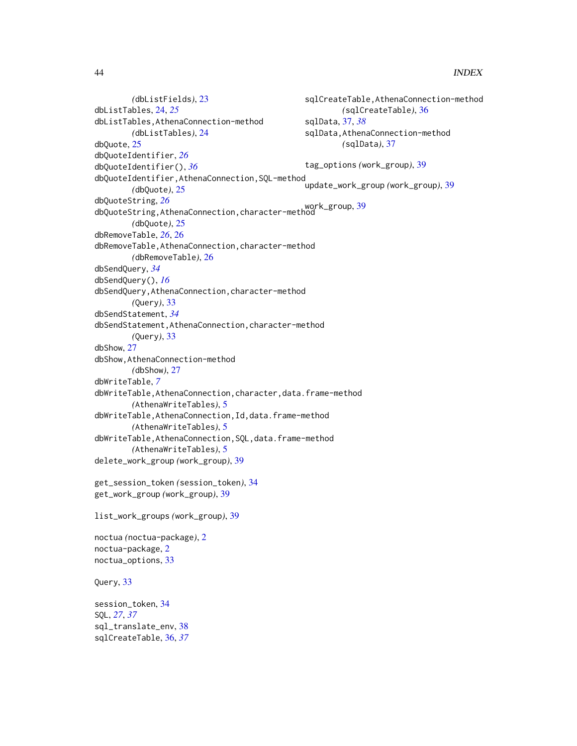(dbListFields), 23
dbListTables, 24, *25*
dbListTables,AthenaConnection-method
(dbListTables), 24
dbQuote, 25
dbQuoteIdentifier, *26*
dbQuoteIdentifier(), *36*
dbQuoteIdentifier,AthenaConnection,SQL-method
(dbQuote), 25
dbQuoteString, *26*
dbQuoteString,AthenaConnection,character-method
(dbQuote), 25
dbRemoveTable, *26*, 26
dbRemoveTable,AthenaConnection,character-method
(dbRemoveTable), 26
dbSendQuery, *34*
dbSendQuery(), *16*
dbSendQuery,AthenaConnection,character-method
(Query), 33
dbSendStatement, *34*
dbSendStatement,AthenaConnection,character-method
(Query), 33
dbShow, 27
dbShow,AthenaConnection-method
(dbShow), 27
dbWriteTable, *7*
dbWriteTable,AthenaConnection,character,data.frame-method
(AthenaWriteTables), 5
dbWriteTable,AthenaConnection,Id,data.frame-method
(AthenaWriteTables), 5
dbWriteTable,AthenaConnection,SQL,data.frame-method
(AthenaWriteTables), 5
delete_work_group (work_group), 39

get_session_token (session_token), 34
get_work_group (work_group), 39

list_work_groups (work_group), 39

noctua (noctua-package), 2
noctua-package, 2
noctua_options, 33

Query, 33

session_token, 34
SQL, *27*, *37*
sql_translate_env, 38
sqlCreateTable, 36, *37*
sqlCreateTable,AthenaConnection-method
(sqlCreateTable), 36
sqlData, 37, *38*
sqlData,AthenaConnection-method
(sqlData), 37

tag_options (work_group), 39

update_work_group (work_group), 39

work_group, 39